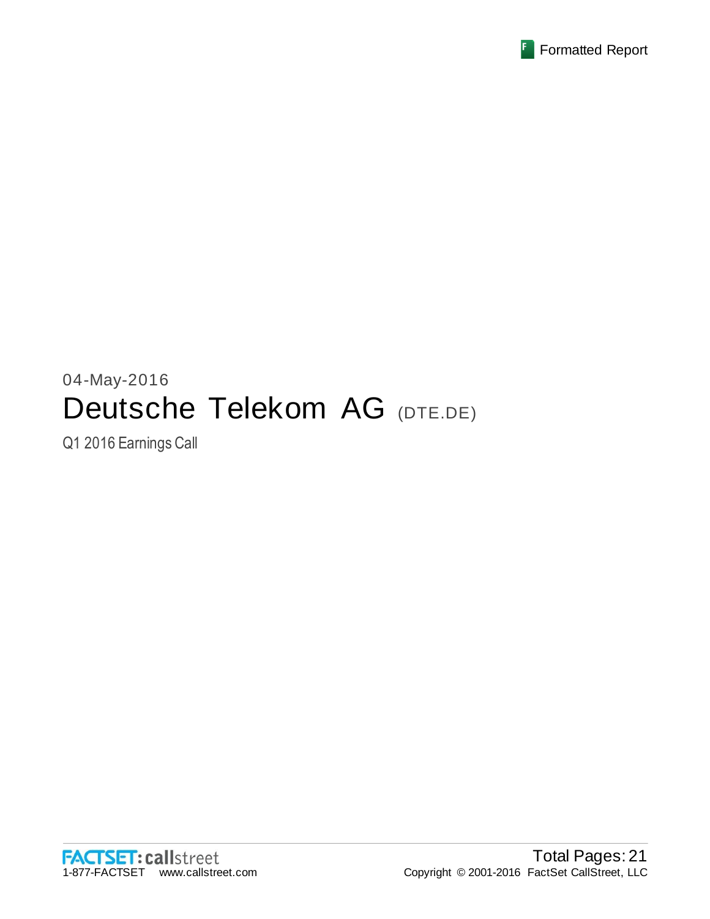Formatted Report

04-May-2016

# Deutsche Telekom AG (DTE.DE)

Q1 2016 Earnings Call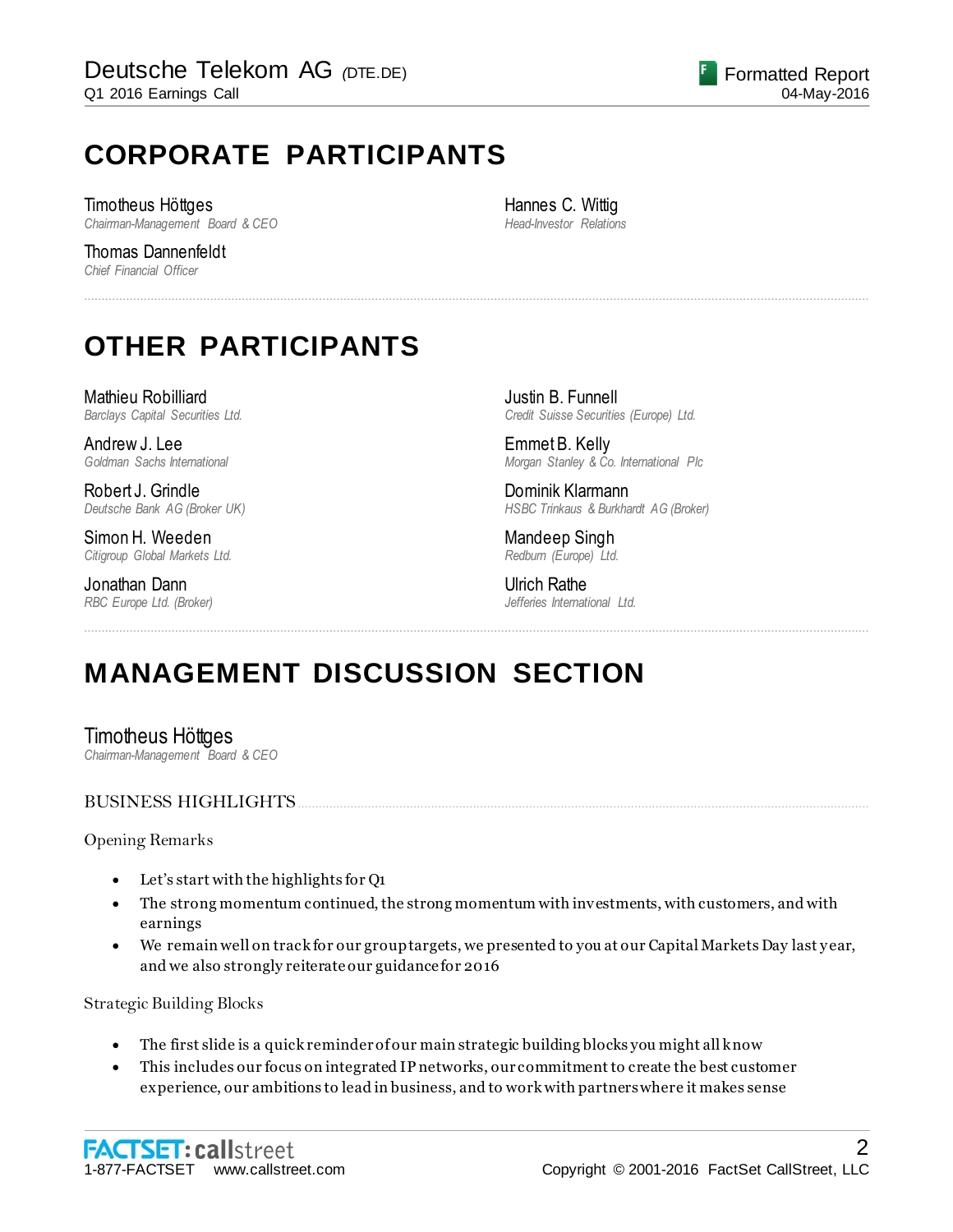# CORPORATE PARTICIPANTS

Timotheus Höttges
*Chairman-Management Board & CEO*

Thomas Dannenfeldt
*Chief Financial Officer*

Hannes C. Wittig
*Head-Investor Relations*

# OTHER PARTICIPANTS

Mathieu Robilliard
*Barclays Capital Securities Ltd.*

Andrew J. Lee
*Goldman Sachs International*

Robert J. Grindle
*Deutsche Bank AG (Broker UK)*

Simon H. Weeden
*Citigroup Global Markets Ltd.*

Jonathan Dann
*RBC Europe Ltd. (Broker)*

Justin B. Funnell
*Credit Suisse Securities (Europe) Ltd.*

Emmet B. Kelly
*Morgan Stanley & Co. International Plc*

Dominik Klarmann
*HSBC Trinkaus & Burkhardt AG (Broker)*

Mandeep Singh
*Redburn (Europe) Ltd.*

Ulrich Rathe
*Jefferies International Ltd.*

# MANAGEMENT DISCUSSION SECTION

## Timotheus Höttges
*Chairman-Management Board & CEO*

### BUSINESS HIGHLIGHTS

Opening Remarks

- Let's start with the highlights for Q1
- The strong momentum continued, the strong momentum with investments, with customers, and with earnings
- We remain well on track for our group targets, we presented to you at our Capital Markets Day last year, and we also strongly reiterate our guidance for 2016

Strategic Building Blocks

- The first slide is a quick reminder of our main strategic building blocks you might all know
- This includes our focus on integrated IP networks, our commitment to create the best customer experience, our ambitions to lead in business, and to work with partners where it makes sense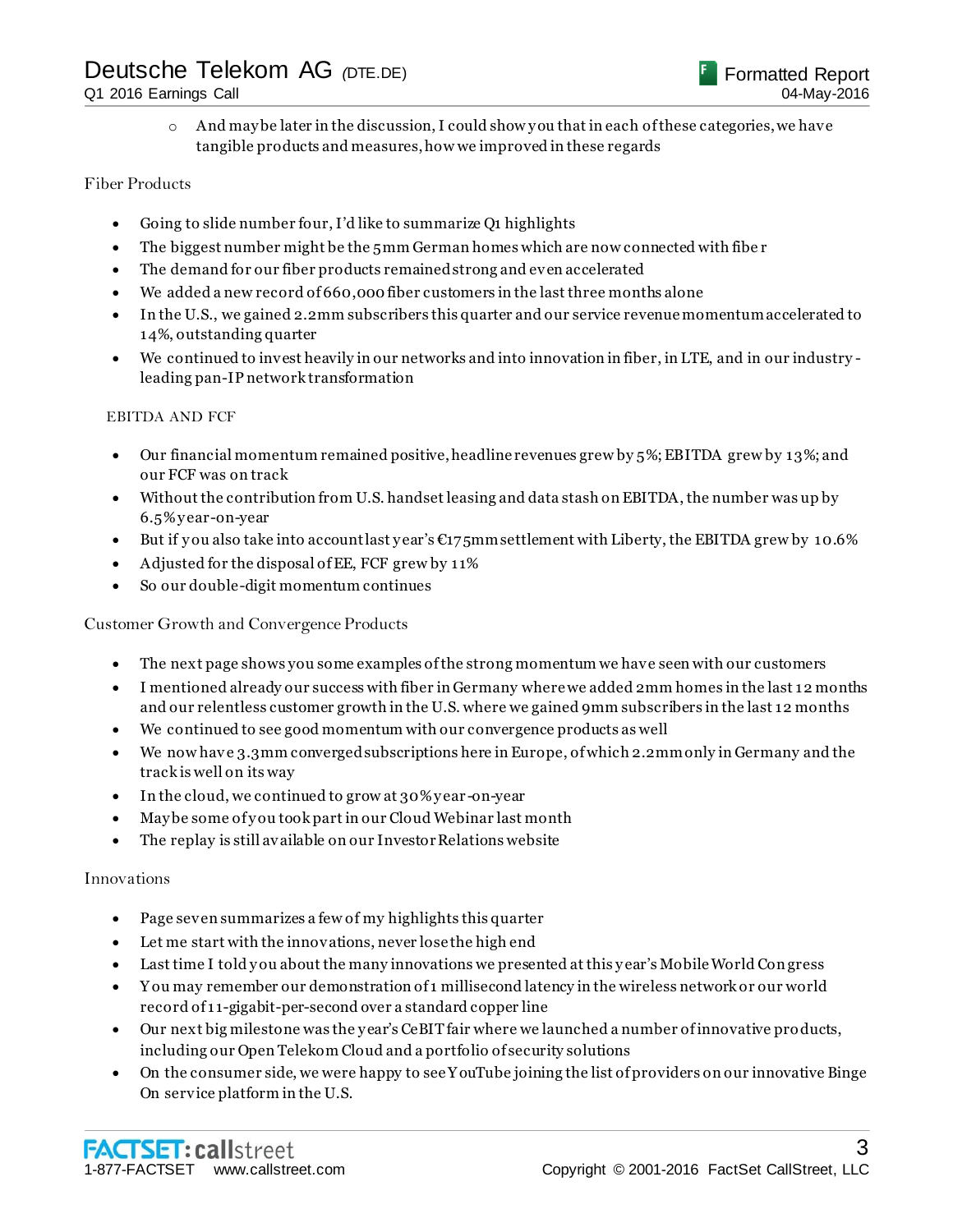- And maybe later in the discussion, I could show you that in each of these categories, we have tangible products and measures, how we improved in these regards

Fiber Products

- Going to slide number four, I'd like to summarize Q1 highlights
- The biggest number might be the 5mm German homes which are now connected with fiber
- The demand for our fiber products remained strong and even accelerated
- We added a new record of 660,000 fiber customers in the last three months alone
- In the U.S., we gained 2.2mm subscribers this quarter and our service revenue momentum accelerated to 14%, outstanding quarter
- We continued to invest heavily in our networks and into innovation in fiber, in LTE, and in our industry-leading pan-IP network transformation

EBITDA AND FCF

- Our financial momentum remained positive, headline revenues grew by 5%; EBITDA grew by 13%; and our FCF was on track
- Without the contribution from U.S. handset leasing and data stash on EBITDA, the number was up by 6.5% year-on-year
- But if you also take into account last year's €175mm settlement with Liberty, the EBITDA grew by 10.6%
- Adjusted for the disposal of EE, FCF grew by 11%
- So our double-digit momentum continues

Customer Growth and Convergence Products

- The next page shows you some examples of the strong momentum we have seen with our customers
- I mentioned already our success with fiber in Germany where we added 2mm homes in the last 12 months and our relentless customer growth in the U.S. where we gained 9mm subscribers in the last 12 months
- We continued to see good momentum with our convergence products as well
- We now have 3.3mm converged subscriptions here in Europe, of which 2.2mm only in Germany and the track is well on its way
- In the cloud, we continued to grow at 30% year-on-year
- Maybe some of you took part in our Cloud Webinar last month
- The replay is still available on our Investor Relations website

Innovations

- Page seven summarizes a few of my highlights this quarter
- Let me start with the innovations, never lose the high end
- Last time I told you about the many innovations we presented at this year's Mobile World Congress
- You may remember our demonstration of 1 millisecond latency in the wireless network or our world record of 11-gigabit-per-second over a standard copper line
- Our next big milestone was the year's CeBIT fair where we launched a number of innovative products, including our Open Telekom Cloud and a portfolio of security solutions
- On the consumer side, we were happy to see YouTube joining the list of providers on our innovative Binge On service platform in the U.S.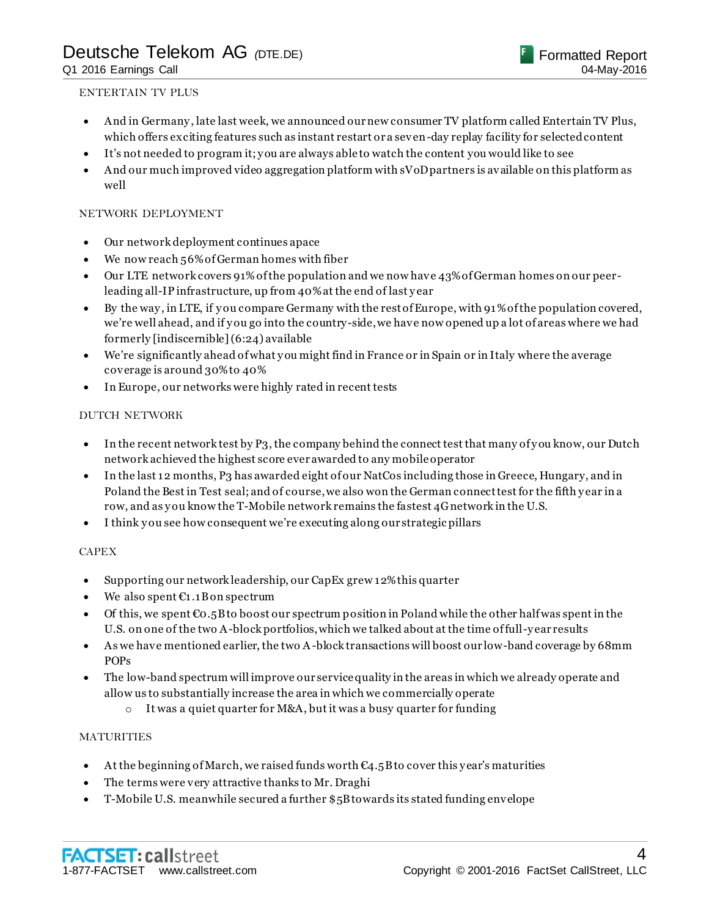### ENTERTAIN TV PLUS

- And in Germany, late last week, we announced our new consumer TV platform called Entertain TV Plus, which offers exciting features such as instant restart or a seven-day replay facility for selected content
- It's not needed to program it; you are always able to watch the content you would like to see
- And our much improved video aggregation platform with sVoD partners is available on this platform as well

### NETWORK DEPLOYMENT

- Our network deployment continues apace
- We now reach 56% of German homes with fiber
- Our LTE network covers 91% of the population and we now have 43% of German homes on our peer-leading all-IP infrastructure, up from 40% at the end of last year
- By the way, in LTE, if you compare Germany with the rest of Europe, with 91% of the population covered, we're well ahead, and if you go into the country-side, we have now opened up a lot of areas where we had formerly [indiscernible] (6:24) available
- We're significantly ahead of what you might find in France or in Spain or in Italy where the average coverage is around 30% to 40%
- In Europe, our networks were highly rated in recent tests

### DUTCH NETWORK

- In the recent network test by P3, the company behind the connect test that many of you know, our Dutch network achieved the highest score ever awarded to any mobile operator
- In the last 12 months, P3 has awarded eight of our NatCos including those in Greece, Hungary, and in Poland the Best in Test seal; and of course, we also won the German connect test for the fifth year in a row, and as you know the T-Mobile network remains the fastest 4G network in the U.S.
- I think you see how consequent we're executing along our strategic pillars

### CAPEX

- Supporting our network leadership, our CapEx grew 12% this quarter
- We also spent €1.1B on spectrum
- Of this, we spent €0.5B to boost our spectrum position in Poland while the other half was spent in the U.S. on one of the two A-block portfolios, which we talked about at the time of full-year results
- As we have mentioned earlier, the two A-block transactions will boost our low-band coverage by 68mm POPs
- The low-band spectrum will improve our service quality in the areas in which we already operate and allow us to substantially increase the area in which we commercially operate
  - It was a quiet quarter for M&A, but it was a busy quarter for funding

### MATURITIES

- At the beginning of March, we raised funds worth €4.5B to cover this year's maturities
- The terms were very attractive thanks to Mr. Draghi
- T-Mobile U.S. meanwhile secured a further $5B towards its stated funding envelope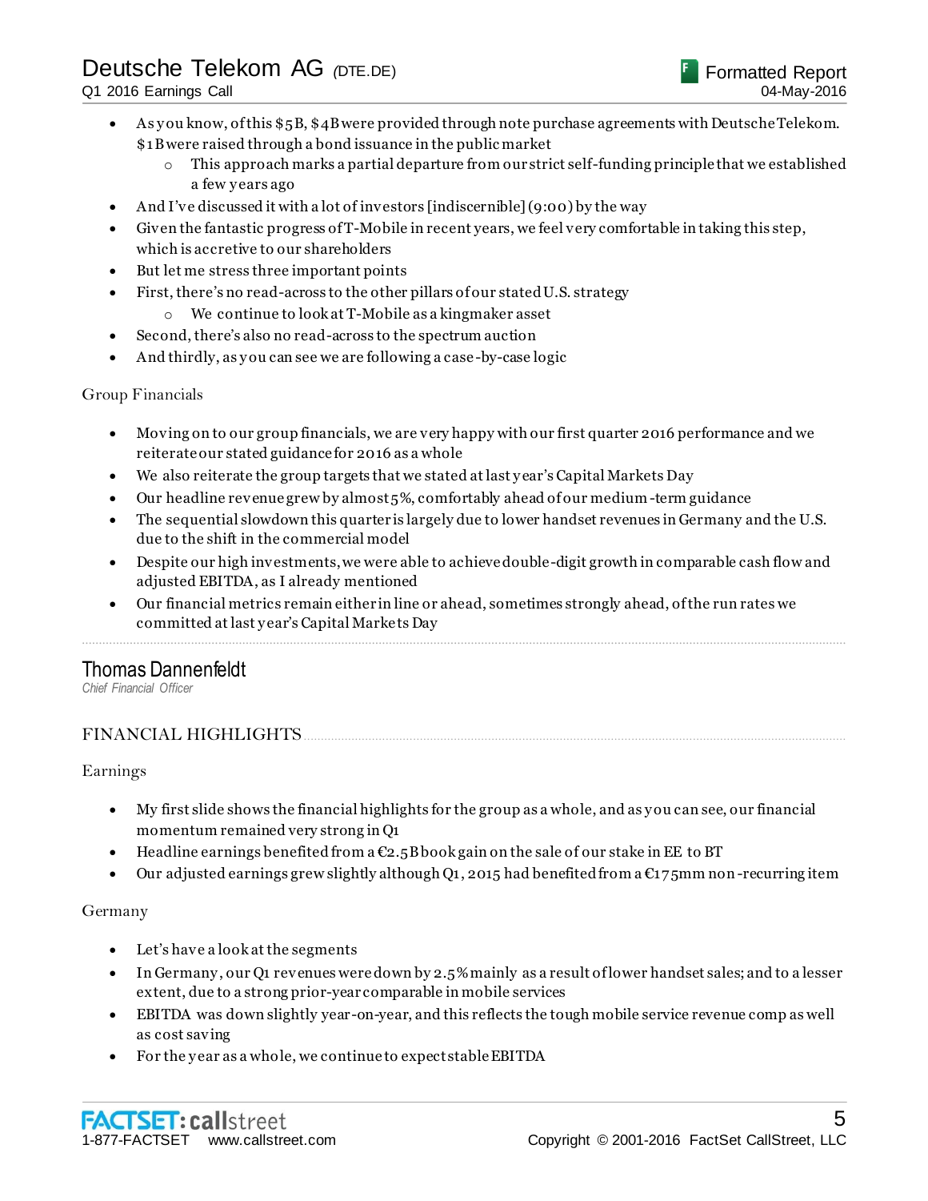- As you know, of this $5B, $4B were provided through note purchase agreements with Deutsche Telekom. $1B were raised through a bond issuance in the public market
    - This approach marks a partial departure from our strict self-funding principle that we established a few years ago
- And I've discussed it with a lot of investors [indiscernible] (9:00) by the way
- Given the fantastic progress of T-Mobile in recent years, we feel very comfortable in taking this step, which is accretive to our shareholders
- But let me stress three important points
- First, there's no read-across to the other pillars of our stated U.S. strategy
    - We continue to look at T-Mobile as a kingmaker asset
- Second, there's also no read-across to the spectrum auction
- And thirdly, as you can see we are following a case-by-case logic

Group Financials

- Moving on to our group financials, we are very happy with our first quarter 2016 performance and we reiterate our stated guidance for 2016 as a whole
- We also reiterate the group targets that we stated at last year's Capital Markets Day
- Our headline revenue grew by almost 5%, comfortably ahead of our medium-term guidance
- The sequential slowdown this quarter is largely due to lower handset revenues in Germany and the U.S. due to the shift in the commercial model
- Despite our high investments, we were able to achieve double-digit growth in comparable cash flow and adjusted EBITDA, as I already mentioned
- Our financial metrics remain either in line or ahead, sometimes strongly ahead, of the run rates we committed at last year's Capital Markets Day

---

## Thomas Dannenfeldt

*Chief Financial Officer*

### FINANCIAL HIGHLIGHTS

Earnings

- My first slide shows the financial highlights for the group as a whole, and as you can see, our financial momentum remained very strong in Q1
- Headline earnings benefited from a €2.5B book gain on the sale of our stake in EE to BT
- Our adjusted earnings grew slightly although Q1, 2015 had benefited from a €175mm non-recurring item

Germany

- Let's have a look at the segments
- In Germany, our Q1 revenues were down by 2.5% mainly as a result of lower handset sales; and to a lesser extent, due to a strong prior-year comparable in mobile services
- EBITDA was down slightly year-on-year, and this reflects the tough mobile service revenue comp as well as cost saving
- For the year as a whole, we continue to expect stable EBITDA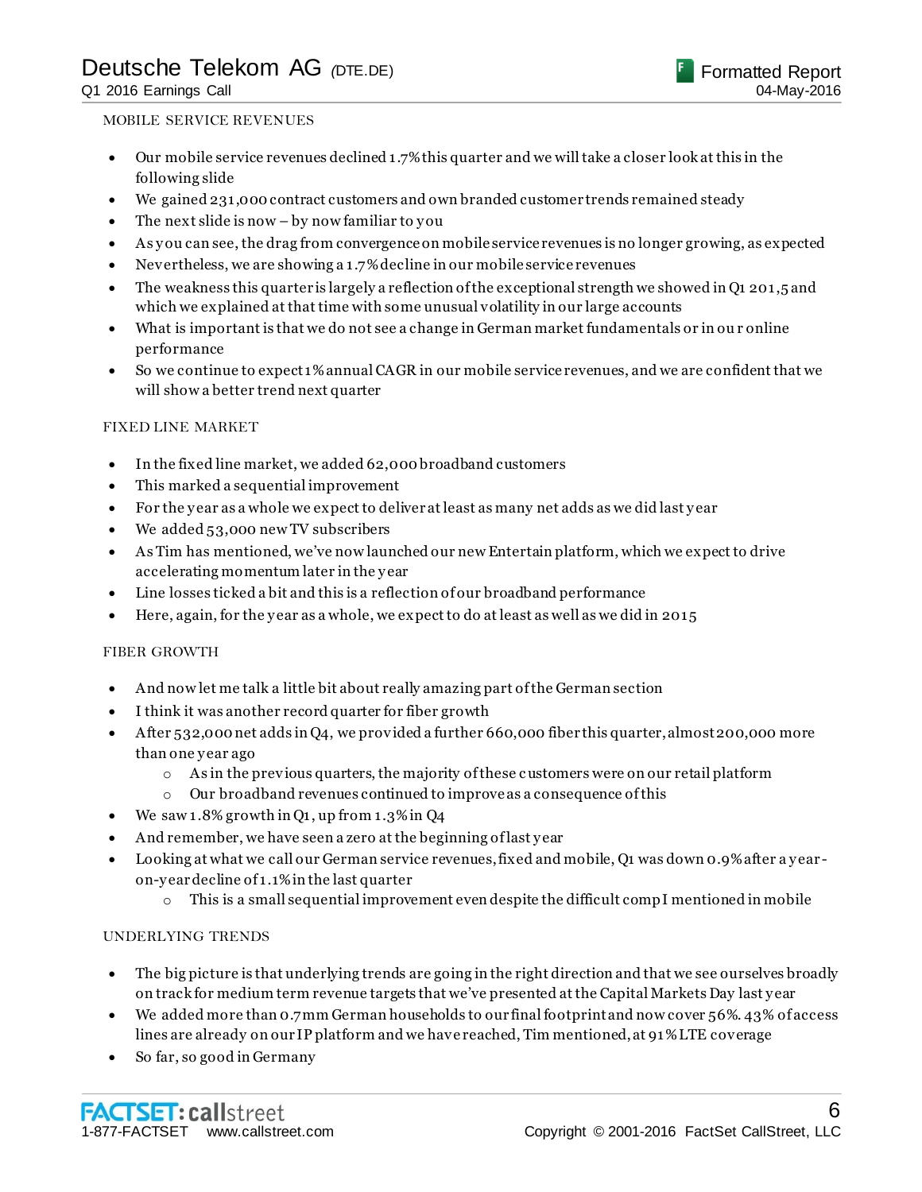MOBILE SERVICE REVENUES

- Our mobile service revenues declined 1.7% this quarter and we will take a closer look at this in the following slide
- We gained 231,000 contract customers and own branded customer trends remained steady
- The next slide is now – by now familiar to you
- As you can see, the drag from convergence on mobile service revenues is no longer growing, as expected
- Nevertheless, we are showing a 1.7% decline in our mobile service revenues
- The weakness this quarter is largely a reflection of the exceptional strength we showed in Q1 201,5 and which we explained at that time with some unusual volatility in our large accounts
- What is important is that we do not see a change in German market fundamentals or in ou r online performance
- So we continue to expect 1% annual CAGR in our mobile service revenues, and we are confident that we will show a better trend next quarter

FIXED LINE MARKET

- In the fixed line market, we added 62,000 broadband customers
- This marked a sequential improvement
- For the year as a whole we expect to deliver at least as many net adds as we did last year
- We added 53,000 new TV subscribers
- As Tim has mentioned, we've now launched our new Entertain platform, which we expect to drive accelerating momentum later in the year
- Line losses ticked a bit and this is a reflection of our broadband performance
- Here, again, for the year as a whole, we expect to do at least as well as we did in 2015

FIBER GROWTH

- And now let me talk a little bit about really amazing part of the German section
- I think it was another record quarter for fiber growth
- After 532,000 net adds in Q4, we provided a further 660,000 fiber this quarter, almost 200,000 more than one year ago
  - As in the previous quarters, the majority of these customers were on our retail platform
  - Our broadband revenues continued to improve as a consequence of this
- We saw 1.8% growth in Q1, up from 1.3% in Q4
- And remember, we have seen a zero at the beginning of last year
- Looking at what we call our German service revenues, fixed and mobile, Q1 was down 0.9% after a year-on-year decline of 1.1% in the last quarter
  - This is a small sequential improvement even despite the difficult comp I mentioned in mobile

UNDERLYING TRENDS

- The big picture is that underlying trends are going in the right direction and that we see ourselves broadly on track for medium term revenue targets that we've presented at the Capital Markets Day last year
- We added more than 0.7mm German households to our final footprint and now cover 56%. 43% of access lines are already on our IP platform and we have reached, Tim mentioned, at 91% LTE coverage
- So far, so good in Germany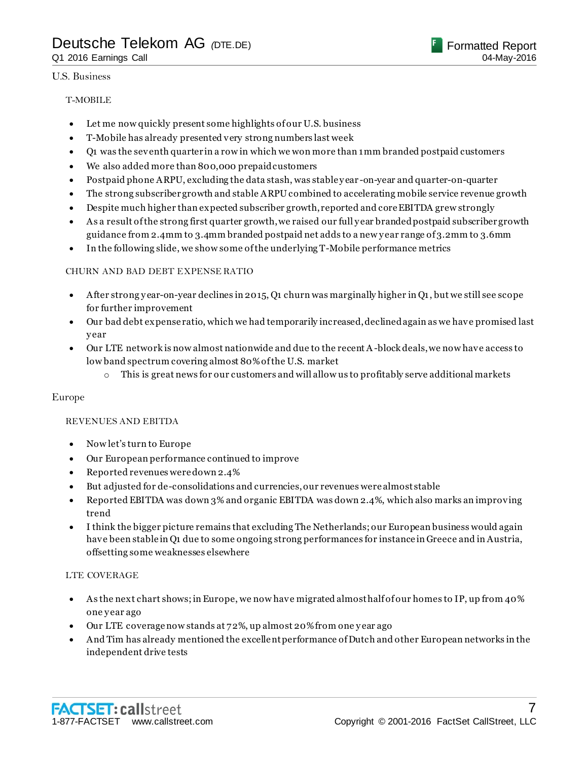U.S. Business

T-MOBILE

- Let me now quickly present some highlights of our U.S. business
- T-Mobile has already presented very strong numbers last week
- Q1 was the seventh quarter in a row in which we won more than 1mm branded postpaid customers
- We also added more than 800,000 prepaid customers
- Postpaid phone ARPU, excluding the data stash, was stable year-on-year and quarter-on-quarter
- The strong subscriber growth and stable ARPU combined to accelerating mobile service revenue growth
- Despite much higher than expected subscriber growth, reported and core EBITDA grew strongly
- As a result of the strong first quarter growth, we raised our full year branded postpaid subscriber growth guidance from 2.4mm to 3.4mm branded postpaid net adds to a new year range of 3.2mm to 3.6mm
- In the following slide, we show some of the underlying T-Mobile performance metrics

CHURN AND BAD DEBT EXPENSE RATIO

- After strong year-on-year declines in 2015, Q1 churn was marginally higher in Q1, but we still see scope for further improvement
- Our bad debt expense ratio, which we had temporarily increased, declined again as we have promised last year
- Our LTE network is now almost nationwide and due to the recent A-block deals, we now have access to low band spectrum covering almost 80% of the U.S. market
    - This is great news for our customers and will allow us to profitably serve additional markets

Europe

REVENUES AND EBITDA

- Now let's turn to Europe
- Our European performance continued to improve
- Reported revenues were down 2.4%
- But adjusted for de-consolidations and currencies, our revenues were almost stable
- Reported EBITDA was down 3% and organic EBITDA was down 2.4%, which also marks an improving trend
- I think the bigger picture remains that excluding The Netherlands; our European business would again have been stable in Q1 due to some ongoing strong performances for instance in Greece and in Austria, offsetting some weaknesses elsewhere

LTE COVERAGE

- As the next chart shows; in Europe, we now have migrated almost half of our homes to IP, up from 40% one year ago
- Our LTE coverage now stands at 72%, up almost 20% from one year ago
- And Tim has already mentioned the excellent performance of Dutch and other European networks in the independent drive tests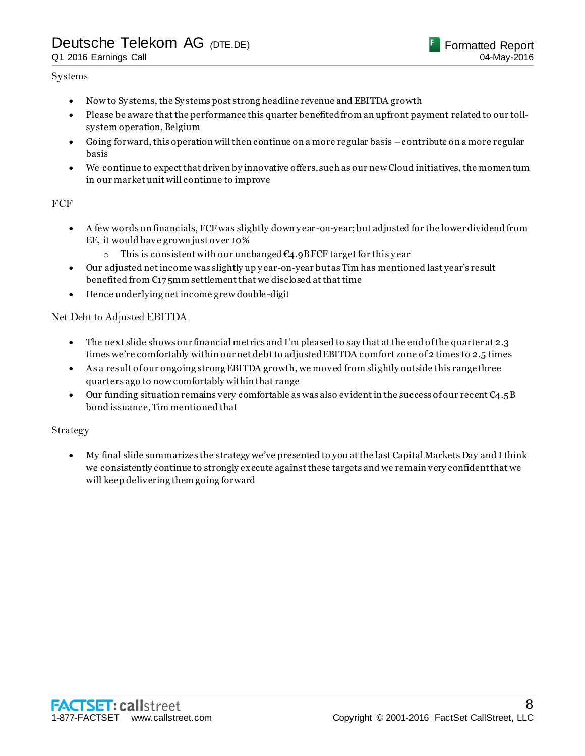Systems

- Now to Systems, the Systems post strong headline revenue and EBITDA growth
- Please be aware that the performance this quarter benefited from an upfront payment related to our toll-system operation, Belgium
- Going forward, this operation will then continue on a more regular basis – contribute on a more regular basis
- We continue to expect that driven by innovative offers, such as our new Cloud initiatives, the momentum in our market unit will continue to improve

FCF

- A few words on financials, FCF was slightly down year-on-year; but adjusted for the lower dividend from EE, it would have grown just over 10%
    - This is consistent with our unchanged €4.9B FCF target for this year
- Our adjusted net income was slightly up year-on-year but as Tim has mentioned last year's result benefited from €175mm settlement that we disclosed at that time
- Hence underlying net income grew double-digit

Net Debt to Adjusted EBITDA

- The next slide shows our financial metrics and I'm pleased to say that at the end of the quarter at 2.3 times we're comfortably within our net debt to adjusted EBITDA comfort zone of 2 times to 2.5 times
- As a result of our ongoing strong EBITDA growth, we moved from slightly outside this range three quarters ago to now comfortably within that range
- Our funding situation remains very comfortable as was also evident in the success of our recent €4.5B bond issuance, Tim mentioned that

Strategy

- My final slide summarizes the strategy we've presented to you at the last Capital Markets Day and I think we consistently continue to strongly execute against these targets and we remain very confident that we will keep delivering them going forward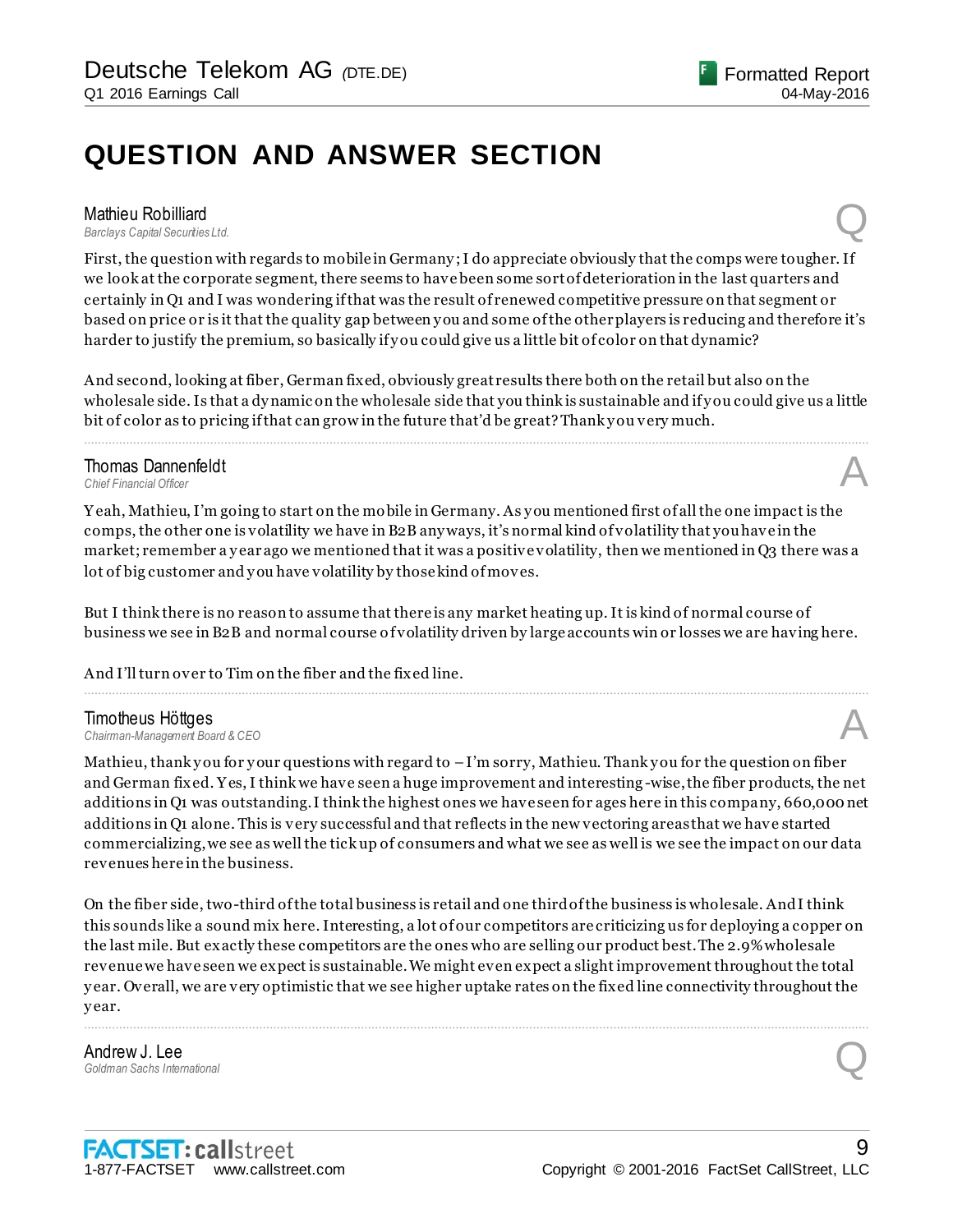# QUESTION AND ANSWER SECTION

**Mathieu Robilliard**
*Barclays Capital Securities Ltd.*

Q

First, the question with regards to mobile in Germany; I do appreciate obviously that the comps were tougher. If we look at the corporate segment, there seems to have been some sort of deterioration in the last quarters and certainly in Q1 and I was wondering if that was the result of renewed competitive pressure on that segment or based on price or is it that the quality gap between you and some of the other players is reducing and therefore it's harder to justify the premium, so basically if you could give us a little bit of color on that dynamic?

And second, looking at fiber, German fixed, obviously great results there both on the retail but also on the wholesale side. Is that a dynamic on the wholesale side that you think is sustainable and if you could give us a little bit of color as to pricing if that can grow in the future that'd be great? Thank you very much.

---

**Thomas Dannenfeldt**
*Chief Financial Officer*

A

Yeah, Mathieu, I'm going to start on the mobile in Germany. As you mentioned first of all the one impact is the comps, the other one is volatility we have in B2B anyways, it's normal kind of volatility that you have in the market; remember a year ago we mentioned that it was a positive volatility, then we mentioned in Q3 there was a lot of big customer and you have volatility by those kind of moves.

But I think there is no reason to assume that there is any market heating up. It is kind of normal course of business we see in B2B and normal course of volatility driven by large accounts win or losses we are having here.

And I'll turn over to Tim on the fiber and the fixed line.

---

**Timotheus Höttges**
*Chairman-Management Board & CEO*

A

Mathieu, thank you for your questions with regard to – I'm sorry, Mathieu. Thank you for the question on fiber and German fixed. Yes, I think we have seen a huge improvement and interesting-wise, the fiber products, the net additions in Q1 was outstanding. I think the highest ones we have seen for ages here in this company, 660,000 net additions in Q1 alone. This is very successful and that reflects in the new vectoring areas that we have started commercializing, we see as well the tick up of consumers and what we see as well is we see the impact on our data revenues here in the business.

On the fiber side, two-third of the total business is retail and one third of the business is wholesale. And I think this sounds like a sound mix here. Interesting, a lot of our competitors are criticizing us for deploying a copper on the last mile. But exactly these competitors are the ones who are selling our product best. The 2.9% wholesale revenue we have seen we expect is sustainable. We might even expect a slight improvement throughout the total year. Overall, we are very optimistic that we see higher uptake rates on the fixed line connectivity throughout the year.

---

**Andrew J. Lee**
*Goldman Sachs International*

Q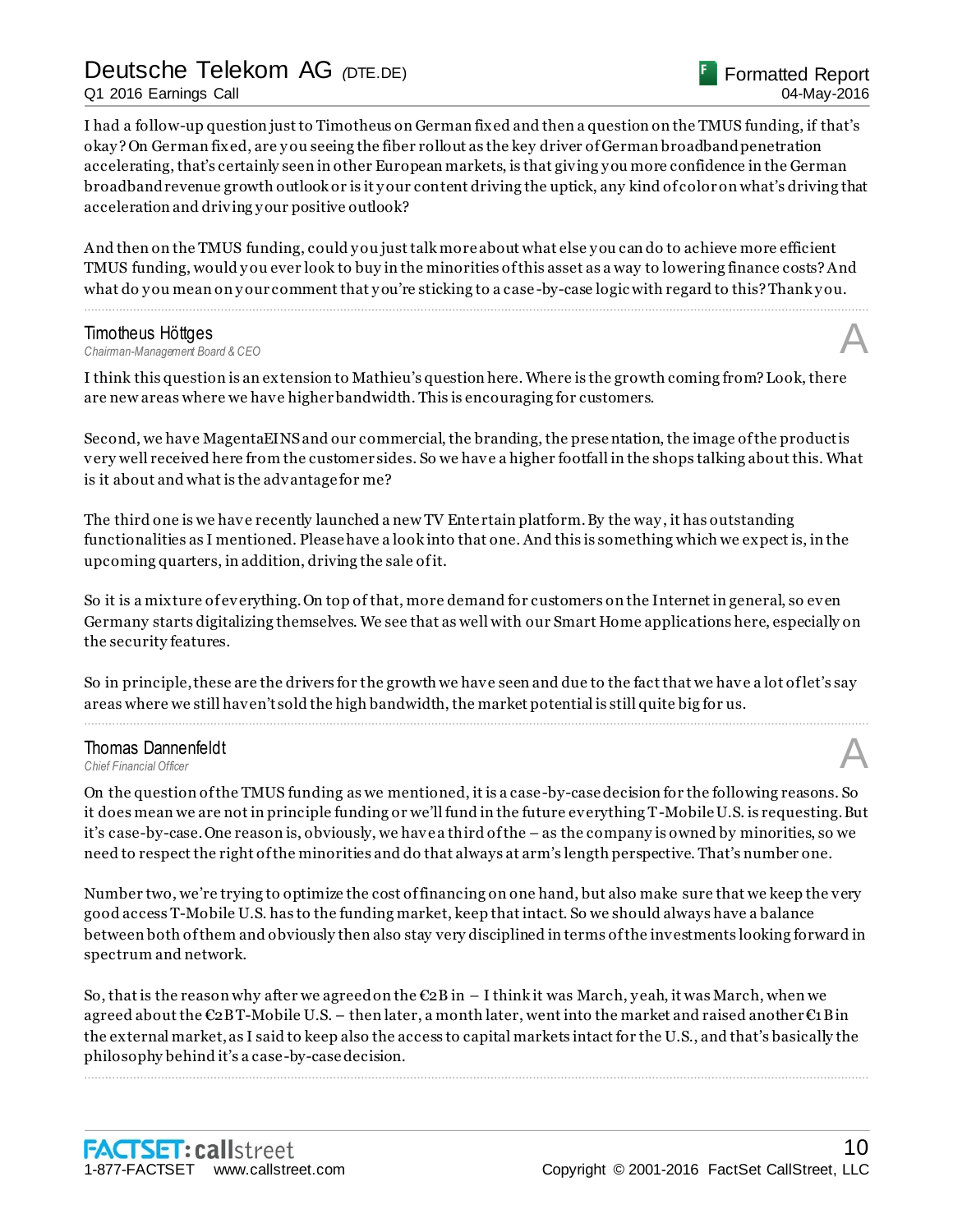I had a follow-up question just to Timotheus on German fixed and then a question on the TMUS funding, if that's okay? On German fixed, are you seeing the fiber rollout as the key driver of German broadband penetration accelerating, that's certainly seen in other European markets, is that giving you more confidence in the German broadband revenue growth outlook or is it your content driving the uptick, any kind of color on what's driving that acceleration and driving your positive outlook?

And then on the TMUS funding, could you just talk more about what else you can do to achieve more efficient TMUS funding, would you ever look to buy in the minorities of this asset as a way to lowering finance costs? And what do you mean on your comment that you're sticking to a case-by-case logic with regard to this? Thank you.

---

**Timotheus Höttges**
*Chairman-Management Board & CEO*

A

I think this question is an extension to Mathieu's question here. Where is the growth coming from? Look, there are new areas where we have higher bandwidth. This is encouraging for customers.

Second, we have MagentaEINS and our commercial, the branding, the presentation, the image of the product is very well received here from the customer sides. So we have a higher footfall in the shops talking about this. What is it about and what is the advantage for me?

The third one is we have recently launched a new TV Entertain platform. By the way, it has outstanding functionalities as I mentioned. Please have a look into that one. And this is something which we expect is, in the upcoming quarters, in addition, driving the sale of it.

So it is a mixture of everything. On top of that, more demand for customers on the Internet in general, so even Germany starts digitalizing themselves. We see that as well with our Smart Home applications here, especially on the security features.

So in principle, these are the drivers for the growth we have seen and due to the fact that we have a lot of let's say areas where we still haven't sold the high bandwidth, the market potential is still quite big for us.

---

**Thomas Dannenfeldt**
*Chief Financial Officer*

A

On the question of the TMUS funding as we mentioned, it is a case-by-case decision for the following reasons. So it does mean we are not in principle funding or we'll fund in the future everything T-Mobile U.S. is requesting. But it's case-by-case. One reason is, obviously, we have a third of the – as the company is owned by minorities, so we need to respect the right of the minorities and do that always at arm's length perspective. That's number one.

Number two, we're trying to optimize the cost of financing on one hand, but also make sure that we keep the very good access T-Mobile U.S. has to the funding market, keep that intact. So we should always have a balance between both of them and obviously then also stay very disciplined in terms of the investments looking forward in spectrum and network.

So, that is the reason why after we agreed on the €2B in – I think it was March, yeah, it was March, when we agreed about the €2B T-Mobile U.S. – then later, a month later, went into the market and raised another €1B in the external market, as I said to keep also the access to capital markets intact for the U.S., and that's basically the philosophy behind it's a case-by-case decision.

---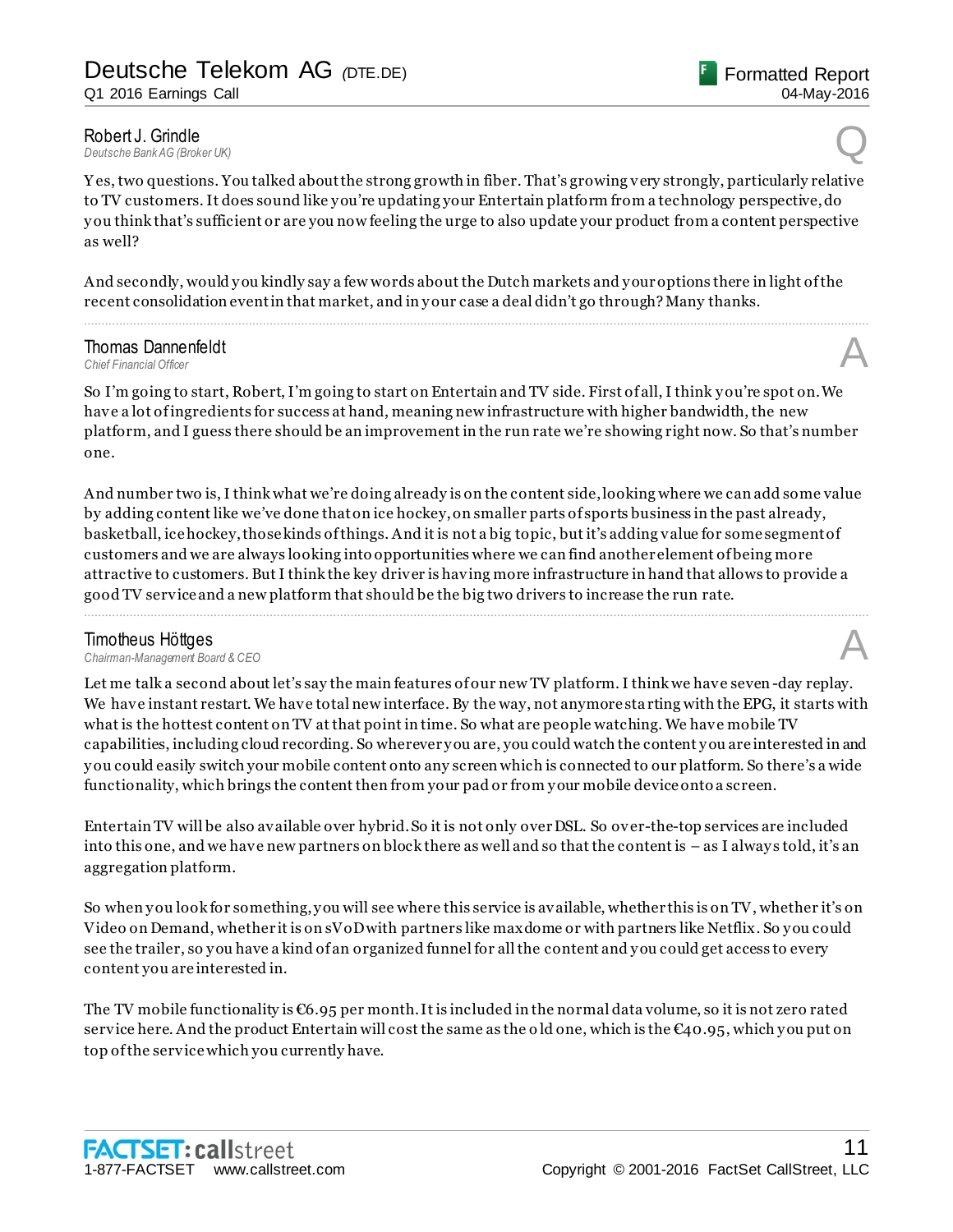**Robert J. Grindle**
*Deutsche Bank AG (Broker UK)*

Q

Yes, two questions. You talked about the strong growth in fiber. That's growing very strongly, particularly relative to TV customers. It does sound like you're updating your Entertain platform from a technology perspective, do you think that's sufficient or are you now feeling the urge to also update your product from a content perspective as well?

And secondly, would you kindly say a few words about the Dutch markets and your options there in light of the recent consolidation event in that market, and in your case a deal didn't go through? Many thanks.

---

**Thomas Dannenfeldt**
*Chief Financial Officer*

A

So I'm going to start, Robert, I'm going to start on Entertain and TV side. First of all, I think you're spot on. We have a lot of ingredients for success at hand, meaning new infrastructure with higher bandwidth, the new platform, and I guess there should be an improvement in the run rate we're showing right now. So that's number one.

And number two is, I think what we're doing already is on the content side, looking where we can add some value by adding content like we've done that on ice hockey, on smaller parts of sports business in the past already, basketball, ice hockey, those kinds of things. And it is not a big topic, but it's adding value for some segment of customers and we are always looking into opportunities where we can find another element of being more attractive to customers. But I think the key driver is having more infrastructure in hand that allows to provide a good TV service and a new platform that should be the big two drivers to increase the run rate.

---

**Timotheus Höttges**
*Chairman-Management Board & CEO*

A

Let me talk a second about let's say the main features of our new TV platform. I think we have seven-day replay. We have instant restart. We have total new interface. By the way, not anymore starting with the EPG, it starts with what is the hottest content on TV at that point in time. So what are people watching. We have mobile TV capabilities, including cloud recording. So wherever you are, you could watch the content you are interested in and you could easily switch your mobile content onto any screen which is connected to our platform. So there's a wide functionality, which brings the content then from your pad or from your mobile device onto a screen.

Entertain TV will be also available over hybrid. So it is not only over DSL. So over-the-top services are included into this one, and we have new partners on block there as well and so that the content is – as I always told, it's an aggregation platform.

So when you look for something, you will see where this service is available, whether this is on TV, whether it's on Video on Demand, whether it is on sVoD with partners like maxdome or with partners like Netflix. So you could see the trailer, so you have a kind of an organized funnel for all the content and you could get access to every content you are interested in.

The TV mobile functionality is €6.95 per month. It is included in the normal data volume, so it is not zero rated service here. And the product Entertain will cost the same as the old one, which is the €40.95, which you put on top of the service which you currently have.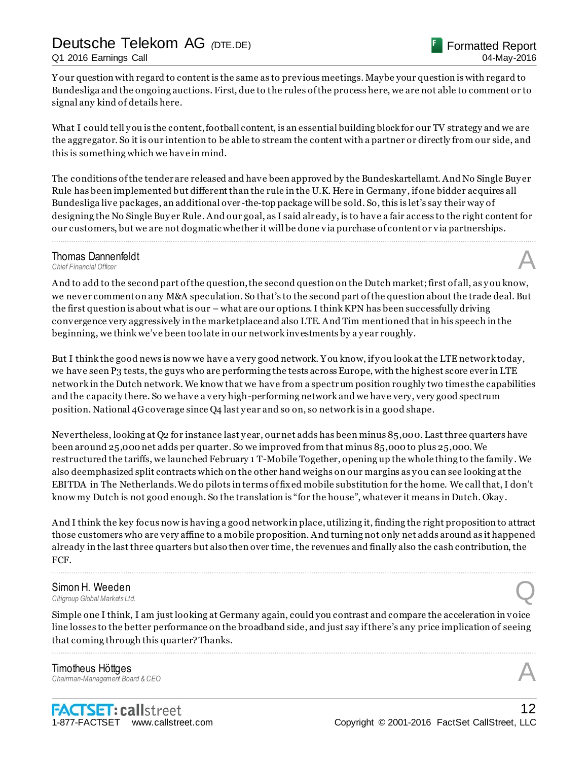Your question with regard to content is the same as to previous meetings. Maybe your question is with regard to Bundesliga and the ongoing auctions. First, due to the rules of the process here, we are not able to comment or to signal any kind of details here.

What I could tell you is the content, football content, is an essential building block for our TV strategy and we are the aggregator. So it is our intention to be able to stream the content with a partner or directly from our side, and this is something which we have in mind.

The conditions of the tender are released and have been approved by the Bundeskartellamt. And No Single Buyer Rule has been implemented but different than the rule in the U.K. Here in Germany, if one bidder acquires all Bundesliga live packages, an additional over-the-top package will be sold. So, this is let's say their way of designing the No Single Buyer Rule. And our goal, as I said already, is to have a fair access to the right content for our customers, but we are not dogmatic whether it will be done via purchase of content or via partnerships.

---

**Thomas Dannenfeldt**
*Chief Financial Officer* **A**

And to add to the second part of the question, the second question on the Dutch market; first of all, as you know, we never comment on any M&A speculation. So that's to the second part of the question about the trade deal. But the first question is about what is our – what are our options. I think KPN has been successfully driving convergence very aggressively in the marketplace and also LTE. And Tim mentioned that in his speech in the beginning, we think we've been too late in our network investments by a year roughly.

But I think the good news is now we have a very good network. You know, if you look at the LTE network today, we have seen P3 tests, the guys who are performing the tests across Europe, with the highest score ever in LTE network in the Dutch network. We know that we have from a spectrum position roughly two times the capabilities and the capacity there. So we have a very high-performing network and we have very, very good spectrum position. National 4G coverage since Q4 last year and so on, so network is in a good shape.

Nevertheless, looking at Q2 for instance last year, our net adds has been minus 85,000. Last three quarters have been around 25,000 net adds per quarter. So we improved from that minus 85,000 to plus 25,000. We restructured the tariffs, we launched February 1 T-Mobile Together, opening up the whole thing to the family. We also deemphasized split contracts which on the other hand weighs on our margins as you can see looking at the EBITDA in The Netherlands. We do pilots in terms of fixed mobile substitution for the home. We call that, I don't know my Dutch is not good enough. So the translation is "for the house", whatever it means in Dutch. Okay.

And I think the key focus now is having a good network in place, utilizing it, finding the right proposition to attract those customers who are very affine to a mobile proposition. And turning not only net adds around as it happened already in the last three quarters but also then over time, the revenues and finally also the cash contribution, the FCF.

---

**Simon H. Weeden**
*Citigroup Global Markets Ltd.* **Q**

Simple one I think, I am just looking at Germany again, could you contrast and compare the acceleration in voice line losses to the better performance on the broadband side, and just say if there's any price implication of seeing that coming through this quarter? Thanks.

---

**Timotheus Höttges**
*Chairman-Management Board & CEO* **A**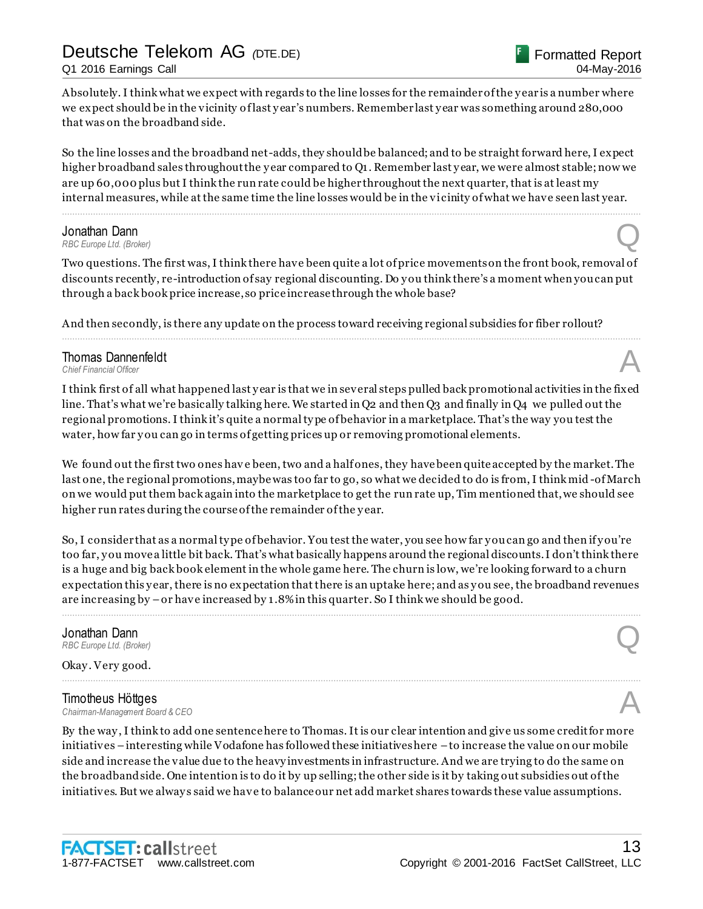Absolutely. I think what we expect with regards to the line losses for the remainder of the year is a number where we expect should be in the vicinity of last year's numbers. Remember last year was something around 280,000 that was on the broadband side.

So the line losses and the broadband net-adds, they should be balanced; and to be straightforward here, I expect higher broadband sales throughout the year compared to Q1. Remember last year, we were almost stable; now we are up 60,000 plus but I think the run rate could be higher throughout the next quarter, that is at least my internal measures, while at the same time the line losses would be in the vicinity of what we have seen last year.

---

**Jonathan Dann**
*RBC Europe Ltd. (Broker)* **Q**

Two questions. The first was, I think there have been quite a lot of price movements on the front book, removal of discounts recently, re-introduction of say regional discounting. Do you think there's a moment when you can put through a back book price increase, so price increase through the whole base?

And then secondly, is there any update on the process toward receiving regional subsidies for fiber rollout?

---

**Thomas Dannenfeldt**
*Chief Financial Officer* **A**

I think first of all what happened last year is that we in several steps pulled back promotional activities in the fixed line. That's what we're basically talking here. We started in Q2 and then Q3 and finally in Q4 we pulled out the regional promotions. I think it's quite a normal type of behavior in a marketplace. That's the way you test the water, how far you can go in terms of getting prices up or removing promotional elements.

We found out the first two ones have been, two and a half ones, they have been quite accepted by the market. The last one, the regional promotions, maybe was too far to go, so what we decided to do is from, I think mid-of March on we would put them back again into the marketplace to get the run rate up, Tim mentioned that, we should see higher run rates during the course of the remainder of the year.

So, I consider that as a normal type of behavior. You test the water, you see how far you can go and then if you're too far, you move a little bit back. That's what basically happens around the regional discounts. I don't think there is a huge and big back book element in the whole game here. The churn is low, we're looking forward to a churn expectation this year, there is no expectation that there is an uptake here; and as you see, the broadband revenues are increasing by – or have increased by 1.8% in this quarter. So I think we should be good.

---

**Jonathan Dann**
*RBC Europe Ltd. (Broker)* **Q**

Okay. Very good.

---

**Timotheus Höttges**
*Chairman-Management Board & CEO* **A**

By the way, I think to add one sentence here to Thomas. It is our clear intention and give us some credit for more initiatives – interesting while Vodafone has followed these initiatives here – to increase the value on our mobile side and increase the value due to the heavy investments in infrastructure. And we are trying to do the same on the broadband side. One intention is to do it by up selling; the other side is it by taking out subsidies out of the initiatives. But we always said we have to balance our net add market shares towards these value assumptions.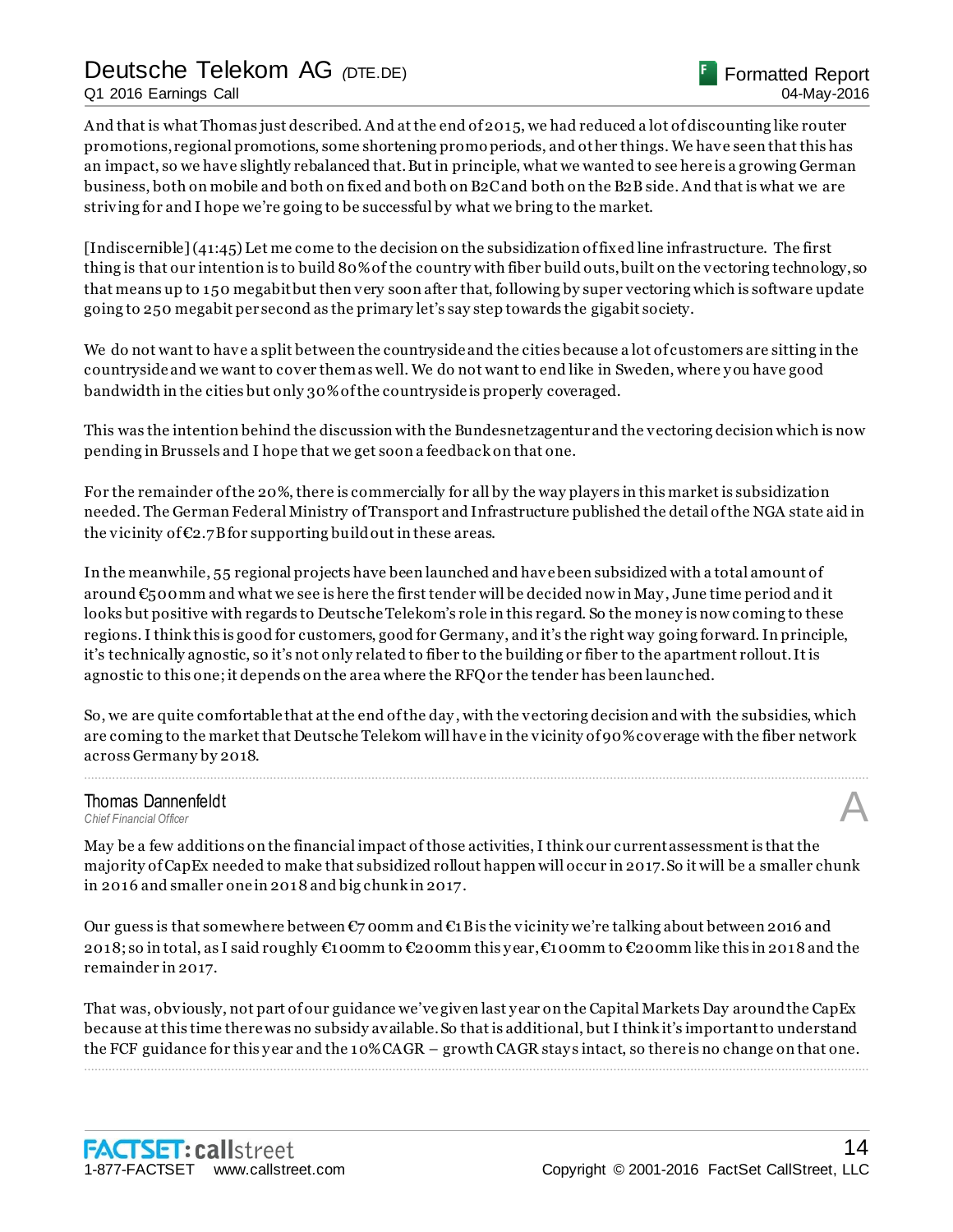And that is what Thomas just described. And at the end of 2015, we had reduced a lot of discounting like router promotions, regional promotions, some shortening promo periods, and other things. We have seen that this has an impact, so we have slightly rebalanced that. But in principle, what we wanted to see here is a growing German business, both on mobile and both on fixed and both on B2C and both on the B2B side. And that is what we are striving for and I hope we're going to be successful by what we bring to the market.

[Indiscernible] (41:45) Let me come to the decision on the subsidization of fixed line infrastructure. The first thing is that our intention is to build 80% of the country with fiber build outs, built on the vectoring technology, so that means up to 150 megabit but then very soon after that, following by super vectoring which is software update going to 250 megabit per second as the primary let's say step towards the gigabit society.

We do not want to have a split between the countryside and the cities because a lot of customers are sitting in the countryside and we want to cover them as well. We do not want to end like in Sweden, where you have good bandwidth in the cities but only 30% of the countryside is properly coveraged.

This was the intention behind the discussion with the Bundesnetzagentur and the vectoring decision which is now pending in Brussels and I hope that we get soon a feedback on that one.

For the remainder of the 20%, there is commercially for all by the way players in this market is subsidization needed. The German Federal Ministry of Transport and Infrastructure published the detail of the NGA state aid in the vicinity of €2.7B for supporting build out in these areas.

In the meanwhile, 55 regional projects have been launched and have been subsidized with a total amount of around €500mm and what we see is here the first tender will be decided now in May, June time period and it looks but positive with regards to Deutsche Telekom's role in this regard. So the money is now coming to these regions. I think this is good for customers, good for Germany, and it's the right way going forward. In principle, it's technically agnostic, so it's not only related to fiber to the building or fiber to the apartment rollout. It is agnostic to this one; it depends on the area where the RFQ or the tender has been launched.

So, we are quite comfortable that at the end of the day, with the vectoring decision and with the subsidies, which are coming to the market that Deutsche Telekom will have in the vicinity of 90% coverage with the fiber network across Germany by 2018.

---

**Thomas Dannenfeldt**
*Chief Financial Officer* **A**

Maybe a few additions on the financial impact of those activities, I think our current assessment is that the majority of CapEx needed to make that subsidized rollout happen will occur in 2017. So it will be a smaller chunk in 2016 and smaller one in 2018 and big chunk in 2017.

Our guess is that somewhere between €700mm and €1B is the vicinity we're talking about between 2016 and 2018; so in total, as I said roughly €100mm to €200mm this year, €100mm to €200mm like this in 2018 and the remainder in 2017.

That was, obviously, not part of our guidance we've given last year on the Capital Markets Day around the CapEx because at this time there was no subsidy available. So that is additional, but I think it's important to understand the FCF guidance for this year and the 10% CAGR – growth CAGR stays intact, so there is no change on that one.

---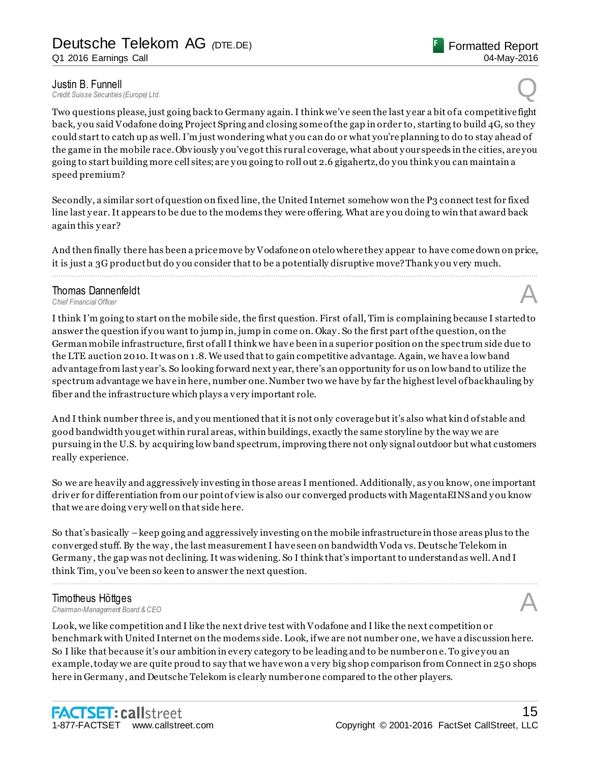**Justin B. Funnell**
*Credit Suisse Securities (Europe) Ltd.*

Q

Two questions please, just going back to Germany again. I think we've seen the last year a bit of a competitive fight back, you said Vodafone doing Project Spring and closing some of the gap in order to, starting to build 4G, so they could start to catch up as well. I'm just wondering what you can do or what you're planning to do to stay ahead of the game in the mobile race. Obviously you've got this rural coverage, what about your speeds in the cities, are you going to start building more cell sites; are you going to roll out 2.6 gigahertz, do you think you can maintain a speed premium?

Secondly, a similar sort of question on fixed line, the United Internet somehow won the P3 connect test for fixed line last year. It appears to be due to the modems they were offering. What are you doing to win that award back again this year?

And then finally there has been a price move by Vodafone on otelo where they appear to have come down on price, it is just a 3G product but do you consider that to be a potentially disruptive move? Thank you very much.

---

**Thomas Dannenfeldt**
*Chief Financial Officer*

A

I think I'm going to start on the mobile side, the first question. First of all, Tim is complaining because I started to answer the question if you want to jump in, jump in come on. Okay. So the first part of the question, on the German mobile infrastructure, first of all I think we have been in a superior position on the spectrum side due to the LTE auction 2010. It was on 1.8. We used that to gain competitive advantage. Again, we have a low band advantage from last year's. So looking forward next year, there's an opportunity for us on low band to utilize the spectrum advantage we have in here, number one. Number two we have by far the highest level of backhauling by fiber and the infrastructure which plays a very important role.

And I think number three is, and you mentioned that it is not only coverage but it's also what kind of stable and good bandwidth you get within rural areas, within buildings, exactly the same storyline by the way we are pursuing in the U.S. by acquiring low band spectrum, improving there not only signal outdoor but what customers really experience.

So we are heavily and aggressively investing in those areas I mentioned. Additionally, as you know, one important driver for differentiation from our point of view is also our converged products with MagentaEINS and you know that we are doing very well on that side here.

So that's basically – keep going and aggressively investing on the mobile infrastructure in those areas plus to the converged stuff. By the way, the last measurement I have seen on bandwidth Voda vs. Deutsche Telekom in Germany, the gap was not declining. It was widening. So I think that's important to understand as well. And I think Tim, you've been so keen to answer the next question.

---

**Timotheus Höttges**
*Chairman-Management Board & CEO*

A

Look, we like competition and I like the next drive test with Vodafone and I like the next competition or benchmark with United Internet on the modems side. Look, if we are not number one, we have a discussion here. So I like that because it's our ambition in every category to be leading and to be number one. To give you an example, today we are quite proud to say that we have won a very big shop comparison from Connect in 250 shops here in Germany, and Deutsche Telekom is clearly number one compared to the other players.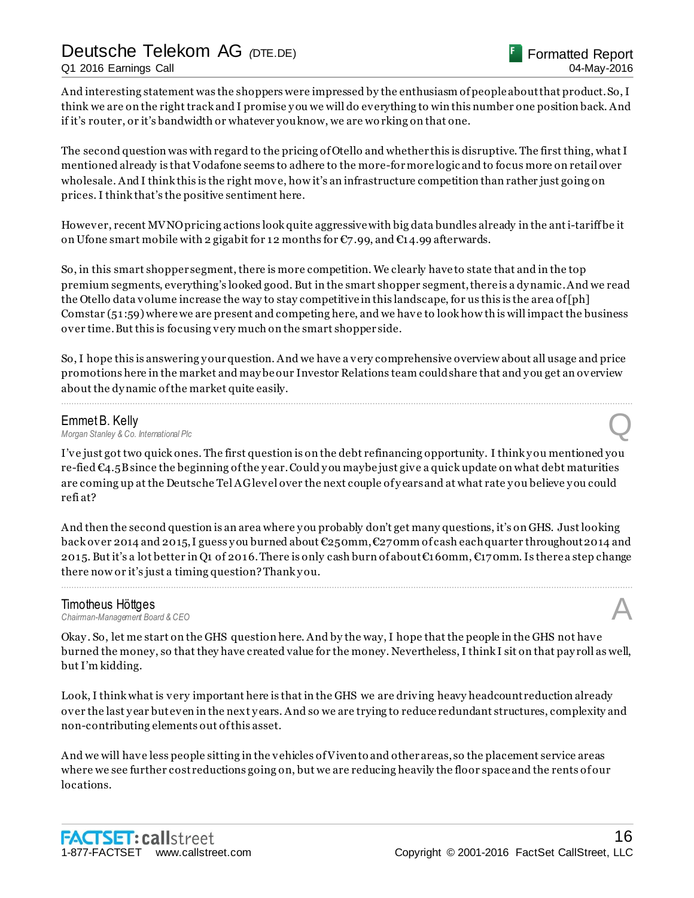And interesting statement was the shoppers were impressed by the enthusiasm of people about that product. So, I think we are on the right track and I promise you we will do everything to win this number one position back. And if it's router, or it's bandwidth or whatever you know, we are working on that one.

The second question was with regard to the pricing of Otello and whether this is disruptive. The first thing, what I mentioned already is that Vodafone seems to adhere to the more-for more logic and to focus more on retail over wholesale. And I think this is the right move, how it's an infrastructure competition than rather just going on prices. I think that's the positive sentiment here.

However, recent MVNO pricing actions look quite aggressive with big data bundles already in the anti-tariff be it on Ufone smart mobile with 2 gigabit for 12 months for €7.99, and €14.99 afterwards.

So, in this smart shopper segment, there is more competition. We clearly have to state that and in the top premium segments, everything's looked good. But in the smart shopper segment, there is a dynamic. And we read the Otello data volume increase the way to stay competitive in this landscape, for us this is the area of [ph] Comstar (51:59) where we are present and competing here, and we have to look how this will impact the business over time. But this is focusing very much on the smart shopper side.

So, I hope this is answering your question. And we have a very comprehensive overview about all usage and price promotions here in the market and maybe our Investor Relations team could share that and you get an overview about the dynamic of the market quite easily.

---

**Emmet B. Kelly**
*Morgan Stanley & Co. International Plc* **Q**

I've just got two quick ones. The first question is on the debt refinancing opportunity. I think you mentioned you re-fied €4.5B since the beginning of the year. Could you maybe just give a quick update on what debt maturities are coming up at the Deutsche Tel AG level over the next couple of years and at what rate you believe you could refi at?

And then the second question is an area where you probably don't get many questions, it's on GHS. Just looking back over 2014 and 2015, I guess you burned about €250mm, €270mm of cash each quarter throughout 2014 and 2015. But it's a lot better in Q1 of 2016. There is only cash burn of about €160mm, €170mm. Is there a step change there now or it's just a timing question? Thank you.

---

**Timotheus Höttges**
*Chairman-Management Board & CEO* **A**

Okay. So, let me start on the GHS question here. And by the way, I hope that the people in the GHS not have burned the money, so that they have created value for the money. Nevertheless, I think I sit on that payroll as well, but I'm kidding.

Look, I think what is very important here is that in the GHS we are driving heavy headcount reduction already over the last year but even in the next years. And so we are trying to reduce redundant structures, complexity and non-contributing elements out of this asset.

And we will have less people sitting in the vehicles of Vivento and other areas, so the placement service areas where we see further cost reductions going on, but we are reducing heavily the floor space and the rents of our locations.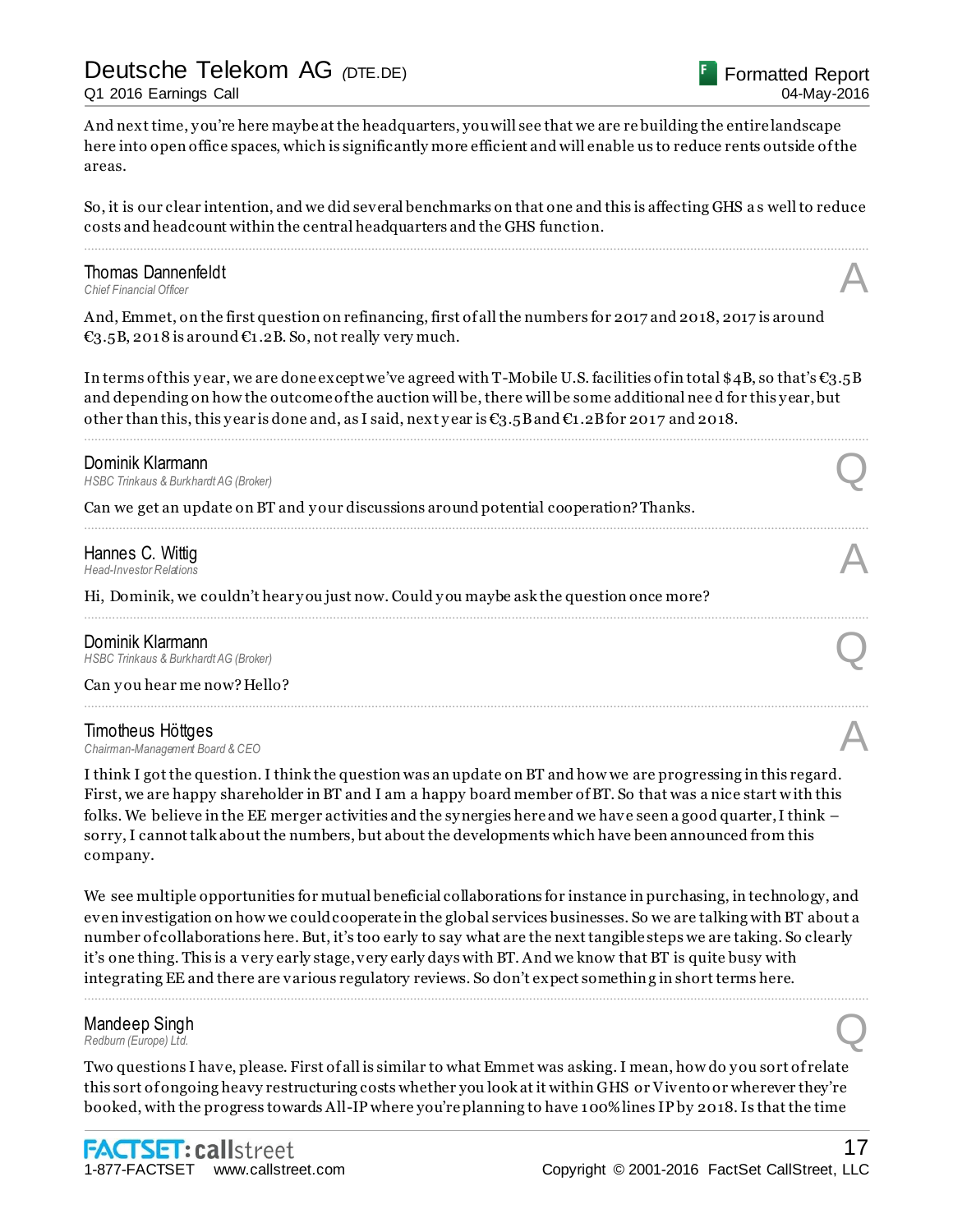And next time, you're here maybe at the headquarters, you will see that we are rebuilding the entire landscape here into open office spaces, which is significantly more efficient and will enable us to reduce rents outside of the areas.

So, it is our clear intention, and we did several benchmarks on that one and this is affecting GHS as well to reduce costs and headcount within the central headquarters and the GHS function.

---

**Thomas Dannenfeldt**
*Chief Financial Officer* **A**

And, Emmet, on the first question on refinancing, first of all the numbers for 2017 and 2018, 2017 is around €3.5B, 2018 is around €1.2B. So, not really very much.

In terms of this year, we are done except we've agreed with T-Mobile U.S. facilities of in total $4B, so that's €3.5B and depending on how the outcome of the auction will be, there will be some additional need for this year, but other than this, this year is done and, as I said, next year is €3.5B and €1.2B for 2017 and 2018.

---

**Dominik Klarmann**
*HSBC Trinkaus & Burkhardt AG (Broker)* **Q**

Can we get an update on BT and your discussions around potential cooperation? Thanks.

---

**Hannes C. Wittig**
*Head-Investor Relations* **A**

Hi, Dominik, we couldn't hear you just now. Could you maybe ask the question once more?

---

**Dominik Klarmann**
*HSBC Trinkaus & Burkhardt AG (Broker)* **Q**

Can you hear me now? Hello?

---

**Timotheus Höttges**
*Chairman-Management Board & CEO* **A**

I think I got the question. I think the question was an update on BT and how we are progressing in this regard. First, we are happy shareholder in BT and I am a happy board member of BT. So that was a nice start with this folks. We believe in the EE merger activities and the synergies here and we have seen a good quarter, I think – sorry, I cannot talk about the numbers, but about the developments which have been announced from this company.

We see multiple opportunities for mutual beneficial collaborations for instance in purchasing, in technology, and even investigation on how we could cooperate in the global services businesses. So we are talking with BT about a number of collaborations here. But, it's too early to say what are the next tangible steps we are taking. So clearly it's one thing. This is a very early stage, very early days with BT. And we know that BT is quite busy with integrating EE and there are various regulatory reviews. So don't expect something in short terms here.

---

**Mandeep Singh**
*Redburn (Europe) Ltd.* **Q**

Two questions I have, please. First of all is similar to what Emmet was asking. I mean, how do you sort of relate this sort of ongoing heavy restructuring costs whether you look at it within GHS or Vivento or wherever they're booked, with the progress towards All-IP where you're planning to have 100% lines IP by 2018. Is that the time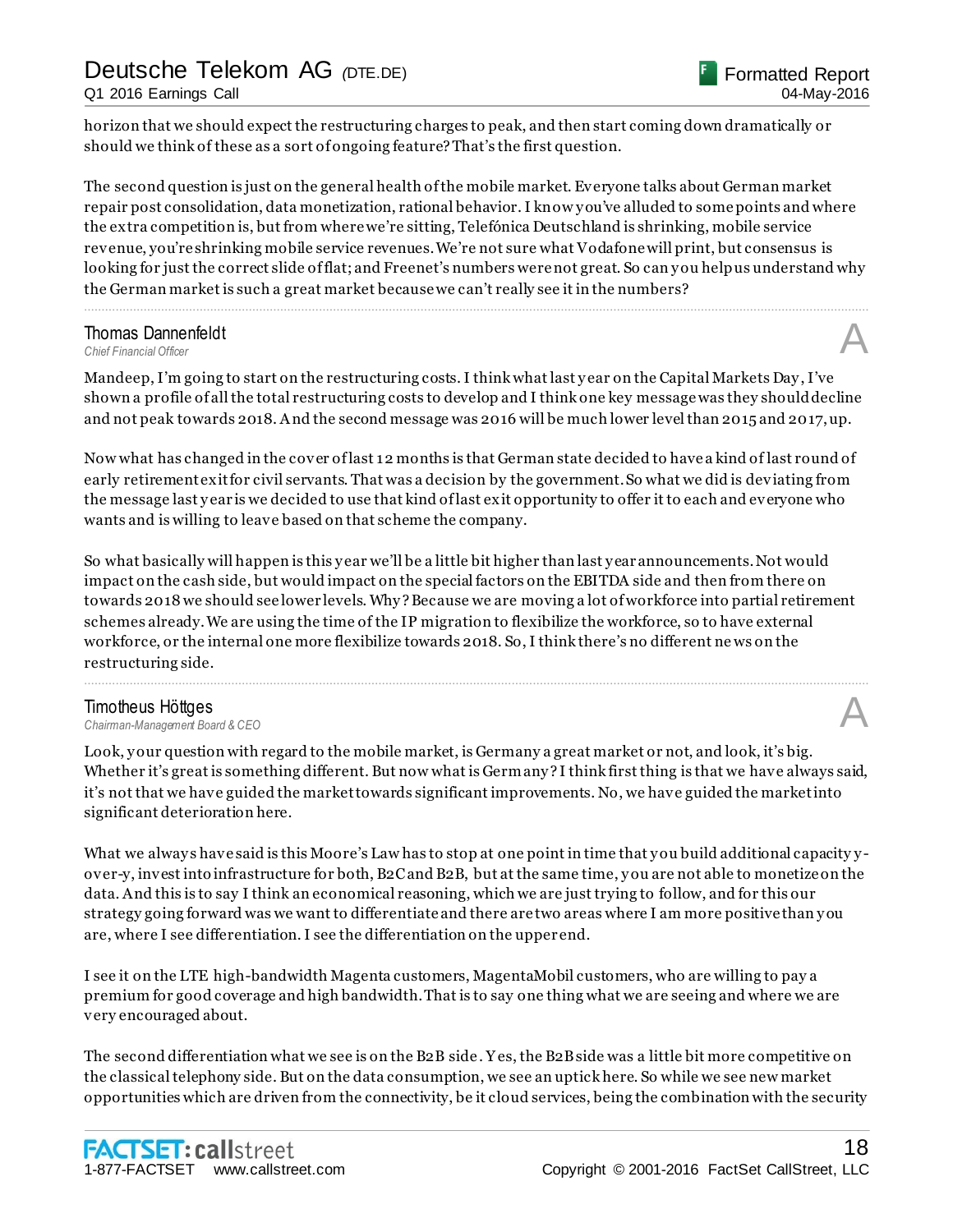horizon that we should expect the restructuring charges to peak, and then start coming down dramatically or should we think of these as a sort of ongoing feature? That's the first question.

The second question is just on the general health of the mobile market. Everyone talks about German market repair post consolidation, data monetization, rational behavior. I know you've alluded to some points and where the extra competition is, but from where we're sitting, Telefónica Deutschland is shrinking, mobile service revenue, you're shrinking mobile service revenues. We're not sure what Vodafone will print, but consensus is looking for just the correct slide of flat; and Freenet's numbers were not great. So can you help us understand why the German market is such a great market because we can't really see it in the numbers?

---

**Thomas Dannenfeldt**
*Chief Financial Officer*

**A**

Mandeep, I'm going to start on the restructuring costs. I think what last year on the Capital Markets Day, I've shown a profile of all the total restructuring costs to develop and I think one key message was they should decline and not peak towards 2018. And the second message was 2016 will be much lower level than 2015 and 2017, up.

Now what has changed in the cover of last 12 months is that German state decided to have a kind of last round of early retirement exit for civil servants. That was a decision by the government. So what we did is deviating from the message last year is we decided to use that kind of last exit opportunity to offer it to each and everyone who wants and is willing to leave based on that scheme the company.

So what basically will happen is this year we'll be a little bit higher than last year announcements. Not would impact on the cash side, but would impact on the special factors on the EBITDA side and then from there on towards 2018 we should see lower levels. Why? Because we are moving a lot of workforce into partial retirement schemes already. We are using the time of the IP migration to flexibilize the workforce, so to have external workforce, or the internal one more flexibilize towards 2018. So, I think there's no different news on the restructuring side.

---

**Timotheus Höttges**
*Chairman-Management Board & CEO*

**A**

Look, your question with regard to the mobile market, is Germany a great market or not, and look, it's big. Whether it's great is something different. But now what is Germany? I think first thing is that we have always said, it's not that we have guided the market towards significant improvements. No, we have guided the market into significant deterioration here.

What we always have said is this Moore's Law has to stop at one point in time that you build additional capacity y-over-y, invest into infrastructure for both, B2C and B2B, but at the same time, you are not able to monetize on the data. And this is to say I think an economical reasoning, which we are just trying to follow, and for this our strategy going forward was we want to differentiate and there are two areas where I am more positive than you are, where I see differentiation. I see the differentiation on the upper end.

I see it on the LTE high-bandwidth Magenta customers, MagentaMobil customers, who are willing to pay a premium for good coverage and high bandwidth. That is to say one thing what we are seeing and where we are very encouraged about.

The second differentiation what we see is on the B2B side. Yes, the B2B side was a little bit more competitive on the classical telephony side. But on the data consumption, we see an uptick here. So while we see new market opportunities which are driven from the connectivity, be it cloud services, being the combination with the security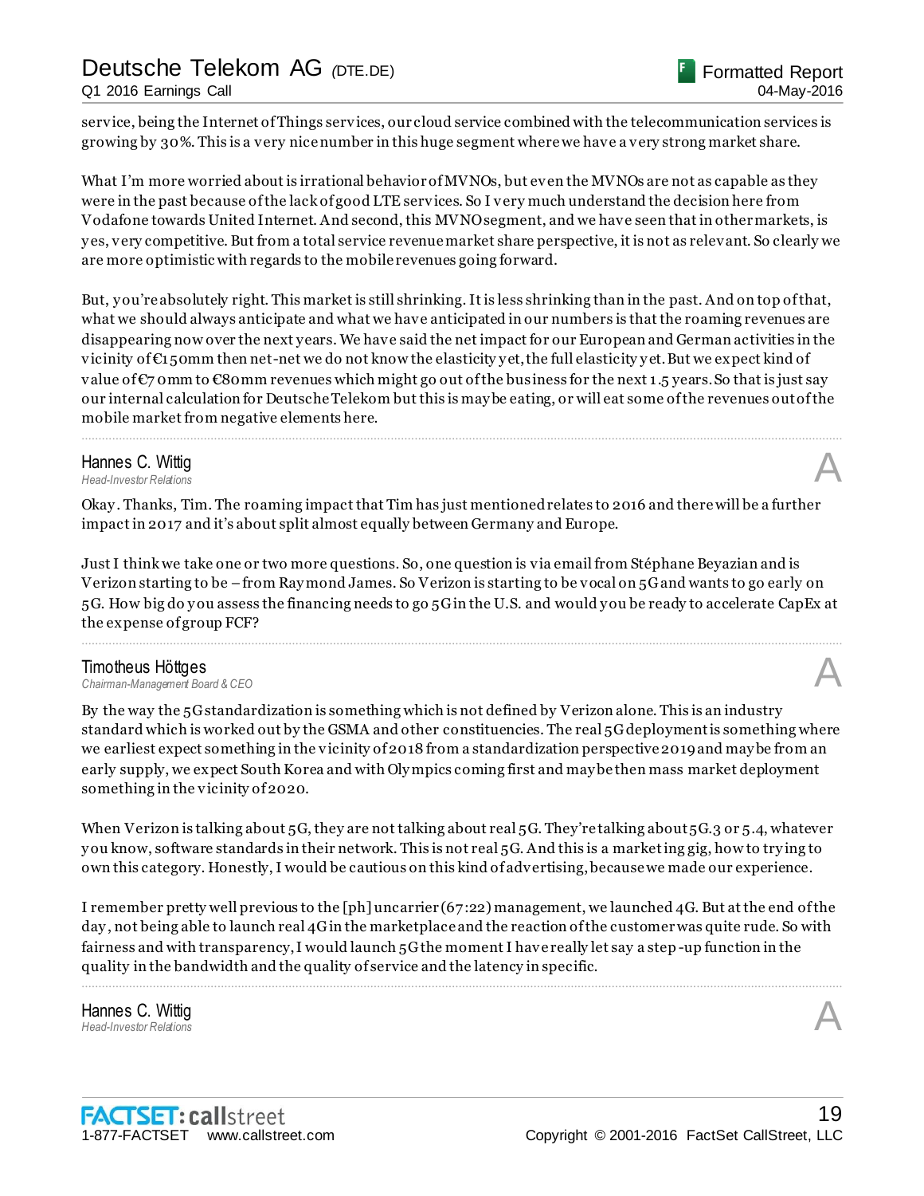service, being the Internet of Things services, our cloud service combined with the telecommunication services is growing by 30%. This is a very nice number in this huge segment where we have a very strong market share.

What I'm more worried about is irrational behavior of MVNOs, but even the MVNOs are not as capable as they were in the past because of the lack of good LTE services. So I very much understand the decision here from Vodafone towards United Internet. And second, this MVNO segment, and we have seen that in other markets, is yes, very competitive. But from a total service revenue market share perspective, it is not as relevant. So clearly we are more optimistic with regards to the mobile revenues going forward.

But, you're absolutely right. This market is still shrinking. It is less shrinking than in the past. And on top of that, what we should always anticipate and what we have anticipated in our numbers is that the roaming revenues are disappearing now over the next years. We have said the net impact for our European and German activities in the vicinity of €150mm then net-net we do not know the elasticity yet, the full elasticity yet. But we expect kind of value of €70mm to €80mm revenues which might go out of the business for the next 1.5 years. So that is just say our internal calculation for Deutsche Telekom but this is maybe eating, or will eat some of the revenues out of the mobile market from negative elements here.

---

**Hannes C. Wittig**
*Head-Investor Relations* **A**

Okay. Thanks, Tim. The roaming impact that Tim has just mentioned relates to 2016 and there will be a further impact in 2017 and it's about split almost equally between Germany and Europe.

Just I think we take one or two more questions. So, one question is via email from Stéphane Beyazian and is Verizon starting to be – from Raymond James. So Verizon is starting to be vocal on 5G and wants to go early on 5G. How big do you assess the financing needs to go 5G in the U.S. and would you be ready to accelerate CapEx at the expense of group FCF?

---

**Timotheus Höttges**
*Chairman-Management Board & CEO* **A**

By the way the 5G standardization is something which is not defined by Verizon alone. This is an industry standard which is worked out by the GSMA and other constituencies. The real 5G deployment is something where we earliest expect something in the vicinity of 2018 from a standardization perspective 2019 and maybe from an early supply, we expect South Korea and with Olympics coming first and maybe then mass market deployment something in the vicinity of 2020.

When Verizon is talking about 5G, they are not talking about real 5G. They're talking about 5G.3 or 5.4, whatever you know, software standards in their network. This is not real 5G. And this is a marketing gig, how to trying to own this category. Honestly, I would be cautious on this kind of advertising, because we made our experience.

I remember pretty well previous to the [ph] uncarrier (67:22) management, we launched 4G. But at the end of the day, not being able to launch real 4G in the marketplace and the reaction of the customer was quite rude. So with fairness and with transparency, I would launch 5G the moment I have really let say a step-up function in the quality in the bandwidth and the quality of service and the latency in specific.

---

**Hannes C. Wittig**
*Head-Investor Relations* **A**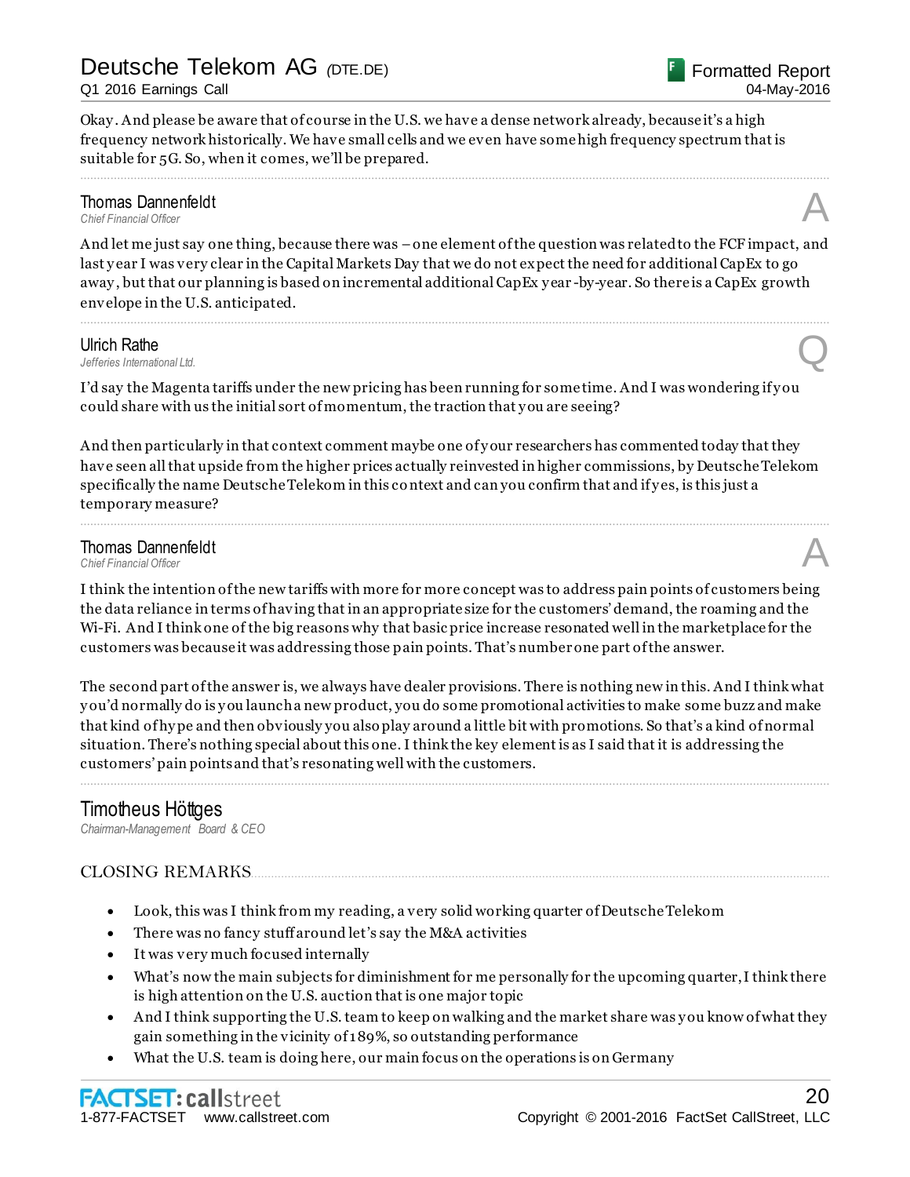Okay. And please be aware that of course in the U.S. we have a dense network already, because it's a high frequency network historically. We have small cells and we even have some high frequency spectrum that is suitable for 5G. So, when it comes, we'll be prepared.

---

**Thomas Dannenfeldt**
*Chief Financial Officer* **A**

And let me just say one thing, because there was – one element of the question was related to the FCF impact, and last year I was very clear in the Capital Markets Day that we do not expect the need for additional CapEx to go away, but that our planning is based on incremental additional CapEx year-by-year. So there is a CapEx growth envelope in the U.S. anticipated.

---

**Ulrich Rathe**
*Jefferies International Ltd.* **Q**

I'd say the Magenta tariffs under the new pricing has been running for some time. And I was wondering if you could share with us the initial sort of momentum, the traction that you are seeing?

And then particularly in that context comment maybe one of your researchers has commented today that they have seen all that upside from the higher prices actually reinvested in higher commissions, by Deutsche Telekom specifically the name Deutsche Telekom in this context and can you confirm that and if yes, is this just a temporary measure?

---

**Thomas Dannenfeldt**
*Chief Financial Officer* **A**

I think the intention of the new tariffs with more for more concept was to address pain points of customers being the data reliance in terms of having that in an appropriate size for the customers' demand, the roaming and the Wi-Fi. And I think one of the big reasons why that basic price increase resonated well in the marketplace for the customers was because it was addressing those pain points. That's number one part of the answer.

The second part of the answer is, we always have dealer provisions. There is nothing new in this. And I think what you'd normally do is you launch a new product, you do some promotional activities to make some buzz and make that kind of hype and then obviously you also play around a little bit with promotions. So that's a kind of normal situation. There's nothing special about this one. I think the key element is as I said that it is addressing the customers' pain points and that's resonating well with the customers.

---

**Timotheus Höttges**
*Chairman-Management Board & CEO*

## CLOSING REMARKS

- Look, this was I think from my reading, a very solid working quarter of Deutsche Telekom
- There was no fancy stuff around let's say the M&A activities
- It was very much focused internally
- What's now the main subjects for diminishment for me personally for the upcoming quarter, I think there is high attention on the U.S. auction that is one major topic
- And I think supporting the U.S. team to keep on walking and the market share was you know of what they gain something in the vicinity of 189%, so outstanding performance
- What the U.S. team is doing here, our main focus on the operations is on Germany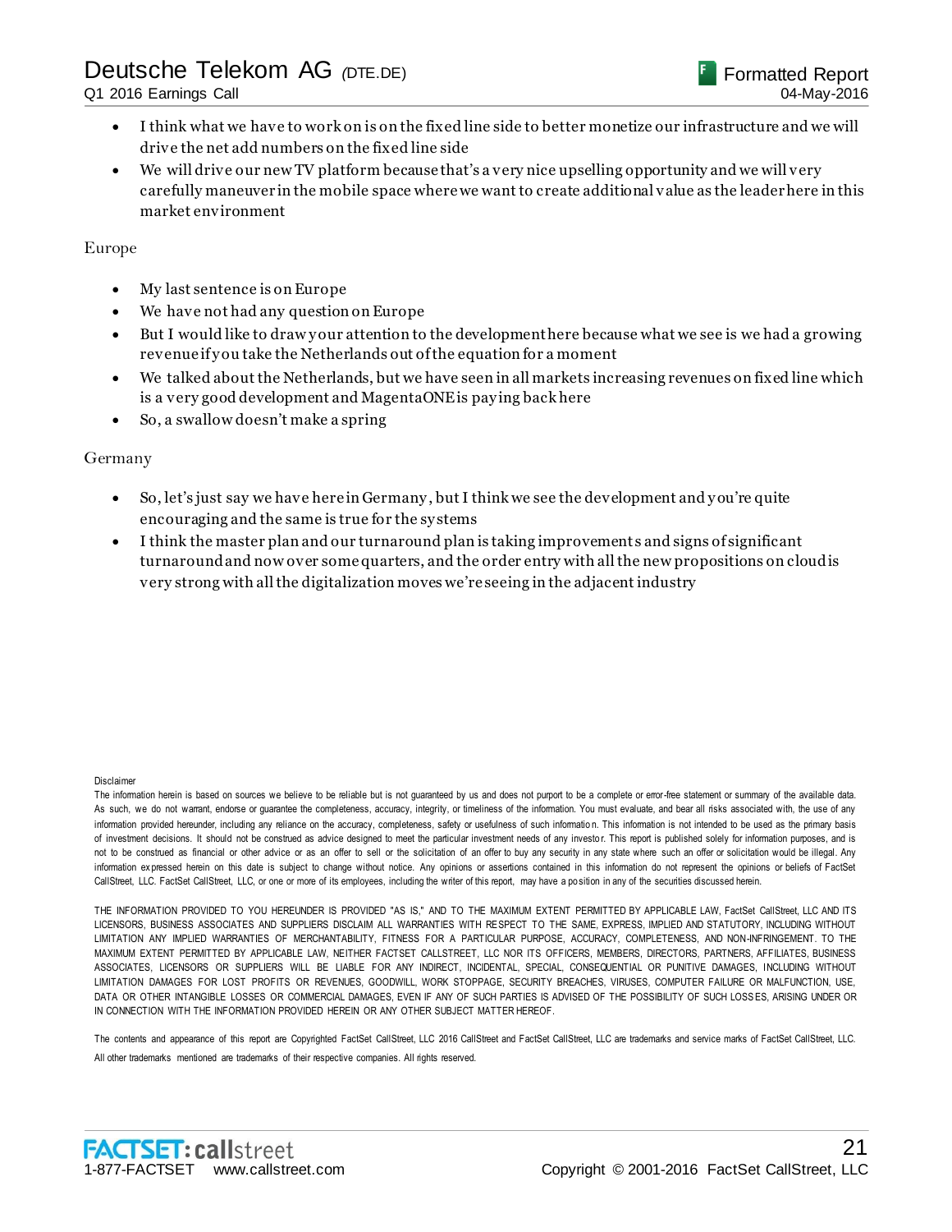- I think what we have to work on is on the fixed line side to better monetize our infrastructure and we will drive the net add numbers on the fixed line side
- We will drive our new TV platform because that's a very nice upselling opportunity and we will very carefully maneuver in the mobile space where we want to create additional value as the leader here in this market environment

Europe

- My last sentence is on Europe
- We have not had any question on Europe
- But I would like to draw your attention to the development here because what we see is we had a growing revenue if you take the Netherlands out of the equation for a moment
- We talked about the Netherlands, but we have seen in all markets increasing revenues on fixed line which is a very good development and MagentaONE is paying back here
- So, a swallow doesn't make a spring

Germany

- So, let's just say we have here in Germany, but I think we see the development and you're quite encouraging and the same is true for the systems
- I think the master plan and our turnaround plan is taking improvements and signs of significant turnaround and now over some quarters, and the order entry with all the new propositions on cloud is very strong with all the digitalization moves we're seeing in the adjacent industry

Disclaimer

The information herein is based on sources we believe to be reliable but is not guaranteed by us and does not purport to be a complete or error-free statement or summary of the available data. As such, we do not warrant, endorse or guarantee the completeness, accuracy, integrity, or timeliness of the information. You must evaluate, and bear all risks associated with, the use of any information provided hereunder, including any reliance on the accuracy, completeness, safety or usefulness of such information. This information is not intended to be used as the primary basis of investment decisions. It should not be construed as advice designed to meet the particular investment needs of any investor. This report is published solely for information purposes, and is not to be construed as financial or other advice or as an offer to sell or the solicitation of an offer to buy any security in any state where such an offer or solicitation would be illegal. Any information expressed herein on this date is subject to change without notice. Any opinions or assertions contained in this information do not represent the opinions or beliefs of FactSet CallStreet, LLC. FactSet CallStreet, LLC, or one or more of its employees, including the writer of this report, may have a position in any of the securities discussed herein.

THE INFORMATION PROVIDED TO YOU HEREUNDER IS PROVIDED "AS IS," AND TO THE MAXIMUM EXTENT PERMITTED BY APPLICABLE LAW, FactSet CallStreet, LLC AND ITS LICENSORS, BUSINESS ASSOCIATES AND SUPPLIERS DISCLAIM ALL WARRANTIES WITH RESPECT TO THE SAME, EXPRESS, IMPLIED AND STATUTORY, INCLUDING WITHOUT LIMITATION ANY IMPLIED WARRANTIES OF MERCHANTABILITY, FITNESS FOR A PARTICULAR PURPOSE, ACCURACY, COMPLETENESS, AND NON-INFRINGEMENT. TO THE MAXIMUM EXTENT PERMITTED BY APPLICABLE LAW, NEITHER FACTSET CALLSTREET, LLC NOR ITS OFFICERS, MEMBERS, DIRECTORS, PARTNERS, AFFILIATES, BUSINESS ASSOCIATES, LICENSORS OR SUPPLIERS WILL BE LIABLE FOR ANY INDIRECT, INCIDENTAL, SPECIAL, CONSEQUENTIAL OR PUNITIVE DAMAGES, INCLUDING WITHOUT LIMITATION DAMAGES FOR LOST PROFITS OR REVENUES, GOODWILL, WORK STOPPAGE, SECURITY BREACHES, VIRUSES, COMPUTER FAILURE OR MALFUNCTION, USE, DATA OR OTHER INTANGIBLE LOSSES OR COMMERCIAL DAMAGES, EVEN IF ANY OF SUCH PARTIES IS ADVISED OF THE POSSIBILITY OF SUCH LOSSES, ARISING UNDER OR IN CONNECTION WITH THE INFORMATION PROVIDED HEREIN OR ANY OTHER SUBJECT MATTER HEREOF.

The contents and appearance of this report are Copyrighted FactSet CallStreet, LLC 2016 CallStreet and FactSet CallStreet, LLC are trademarks and service marks of FactSet CallStreet, LLC. All other trademarks mentioned are trademarks of their respective companies. All rights reserved.